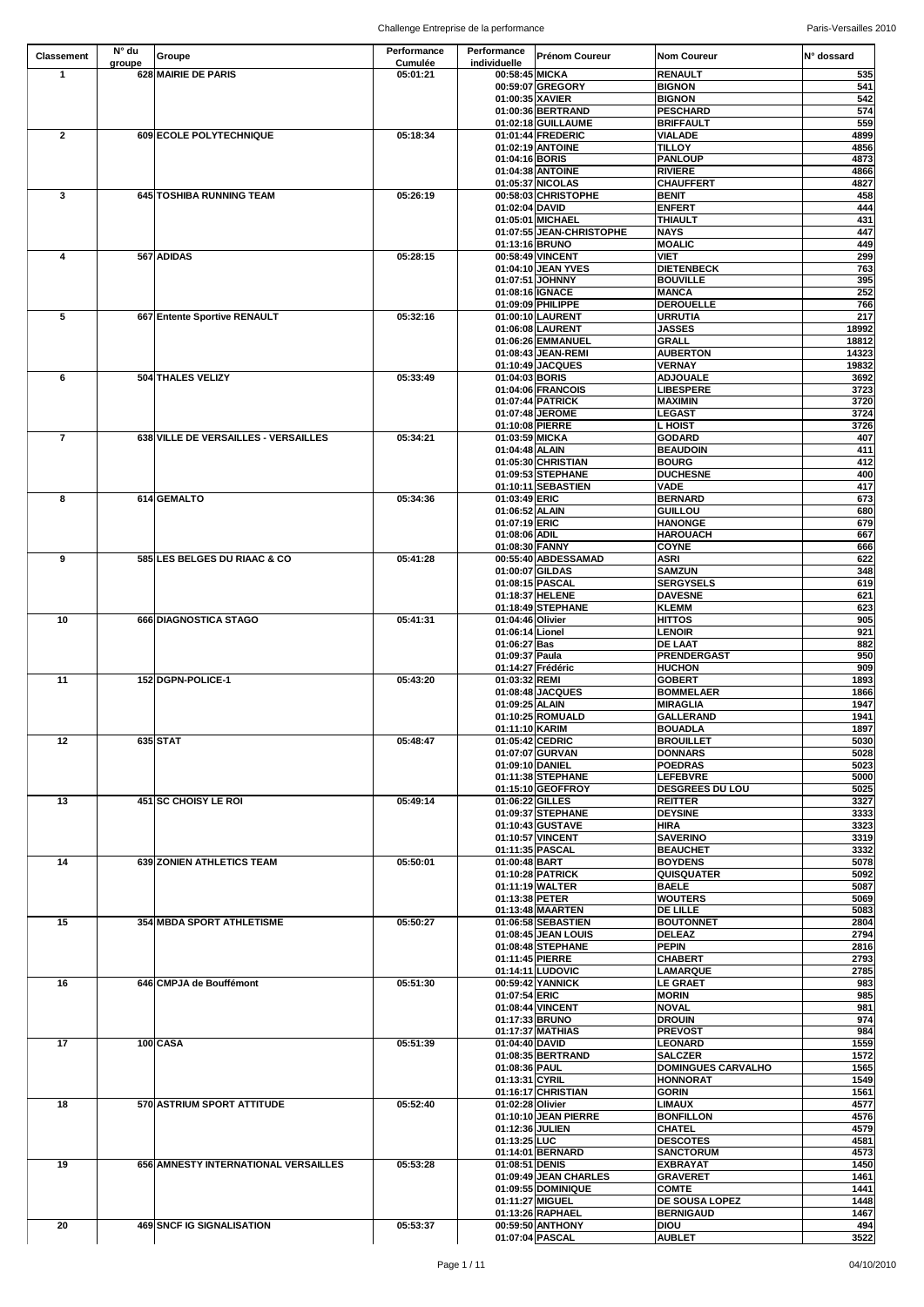| Classement | N° du groupe | Groupe | Performance Cumulée | Performance individuelle | Prénom Coureur | Nom Coureur | N° dossard |
|---|---|---|---|---|---|---|---|
| 1 | 628 | MAIRIE DE PARIS | 05:01:21 | 00:58:45 | MICKA | RENAULT | 535 |
| | | | | 00:59:07 | GREGORY | BIGNON | 541 |
| | | | | 01:00:35 | XAVIER | BIGNON | 542 |
| | | | | 01:00:36 | BERTRAND | PESCHARD | 574 |
| | | | | 01:02:18 | GUILLAUME | BRIFFAULT | 559 |
| 2 | 609 | ECOLE POLYTECHNIQUE | 05:18:34 | 01:01:44 | FREDERIC | VIALADE | 4899 |
| | | | | 01:02:19 | ANTOINE | TILLOY | 4856 |
| | | | | 01:04:16 | BORIS | PANLOUP | 4873 |
| | | | | 01:04:38 | ANTOINE | RIVIERE | 4866 |
| | | | | 01:05:37 | NICOLAS | CHAUFFERT | 4827 |
| 3 | 645 | TOSHIBA RUNNING TEAM | 05:26:19 | 00:58:03 | CHRISTOPHE | BENIT | 458 |
| | | | | 01:02:04 | DAVID | ENFERT | 444 |
| | | | | 01:05:01 | MICHAEL | THIAULT | 431 |
| | | | | 01:07:55 | JEAN-CHRISTOPHE | NAYS | 447 |
| | | | | 01:13:16 | BRUNO | MOALIC | 449 |
| 4 | 567 | ADIDAS | 05:28:15 | 00:58:49 | VINCENT | VIET | 299 |
| | | | | 01:04:10 | JEAN YVES | DIETENBECK | 763 |
| | | | | 01:07:51 | JOHNNY | BOUVILLE | 395 |
| | | | | 01:08:16 | IGNACE | MANCA | 252 |
| | | | | 01:09:09 | PHILIPPE | DEROUELLE | 766 |
| 5 | 667 | Entente Sportive RENAULT | 05:32:16 | 01:00:10 | LAURENT | URRUTIA | 217 |
| | | | | 01:06:08 | LAURENT | JASSES | 18992 |
| | | | | 01:06:26 | EMMANUEL | GRALL | 18812 |
| | | | | 01:08:43 | JEAN-REMI | AUBERTON | 14323 |
| | | | | 01:10:49 | JACQUES | VERNAY | 19832 |
| 6 | 504 | THALES VELIZY | 05:33:49 | 01:04:03 | BORIS | ADJOUALE | 3692 |
| | | | | 01:04:06 | FRANCOIS | LIBESPERE | 3723 |
| | | | | 01:07:44 | PATRICK | MAXIMIN | 3720 |
| | | | | 01:07:48 | JEROME | LEGAST | 3724 |
| | | | | 01:10:08 | PIERRE | L HOIST | 3726 |
| 7 | 638 | VILLE DE VERSAILLES - VERSAILLES | 05:34:21 | 01:03:59 | MICKA | GODARD | 407 |
| | | | | 01:04:48 | ALAIN | BEAUDOIN | 411 |
| | | | | 01:05:30 | CHRISTIAN | BOURG | 412 |
| | | | | 01:09:53 | STEPHANE | DUCHESNE | 400 |
| | | | | 01:10:11 | SEBASTIEN | VADE | 417 |
| 8 | 614 | GEMALTO | 05:34:36 | 01:03:49 | ERIC | BERNARD | 673 |
| | | | | 01:06:52 | ALAIN | GUILLOU | 680 |
| | | | | 01:07:19 | ERIC | HANONGE | 679 |
| | | | | 01:08:06 | ADIL | HAROUACH | 667 |
| | | | | 01:08:30 | FANNY | COYNE | 666 |
| 9 | 585 | LES BELGES DU RIAAC & CO | 05:41:28 | 00:55:40 | ABDESSAMAD | ASRI | 622 |
| | | | | 01:00:07 | GILDAS | SAMZUN | 348 |
| | | | | 01:08:15 | PASCAL | SERGYSELS | 619 |
| | | | | 01:18:37 | HELENE | DAVESNE | 621 |
| | | | | 01:18:49 | STEPHANE | KLEMM | 623 |
| 10 | 666 | DIAGNOSTICA STAGO | 05:41:31 | 01:04:46 | Olivier | HITTOS | 905 |
| | | | | 01:06:14 | Lionel | LENOIR | 921 |
| | | | | 01:06:27 | Bas | DE LAAT | 882 |
| | | | | 01:09:37 | Paula | PRENDERGAST | 950 |
| | | | | 01:14:27 | Frédéric | HUCHON | 909 |
| 11 | 152 | DGPN-POLICE-1 | 05:43:20 | 01:03:32 | REMI | GOBERT | 1893 |
| | | | | 01:08:48 | JACQUES | BOMMELAER | 1866 |
| | | | | 01:09:25 | ALAIN | MIRAGLIA | 1947 |
| | | | | 01:10:25 | ROMUALD | GALLERAND | 1941 |
| | | | | 01:11:10 | KARIM | BOUADLA | 1897 |
| 12 | 635 | STAT | 05:48:47 | 01:05:42 | CEDRIC | BROUILLET | 5030 |
| | | | | 01:07:07 | GURVAN | DONNARS | 5028 |
| | | | | 01:09:10 | DANIEL | POEDRAS | 5023 |
| | | | | 01:11:38 | STEPHANE | LEFEBVRE | 5000 |
| | | | | 01:15:10 | GEOFFROY | DESGREES DU LOU | 5025 |
| 13 | 451 | SC CHOISY LE ROI | 05:49:14 | 01:06:22 | GILLES | REITTER | 3327 |
| | | | | 01:09:37 | STEPHANE | DEYSINE | 3333 |
| | | | | 01:10:43 | GUSTAVE | HIRA | 3323 |
| | | | | 01:10:57 | VINCENT | SAVERINO | 3319 |
| | | | | 01:11:35 | PASCAL | BEAUCHET | 3332 |
| 14 | 639 | ZONIEN ATHLETICS TEAM | 05:50:01 | 01:00:48 | BART | BOYDENS | 5078 |
| | | | | 01:10:28 | PATRICK | QUISQUATER | 5092 |
| | | | | 01:11:19 | WALTER | BAELE | 5087 |
| | | | | 01:13:38 | PETER | WOUTERS | 5069 |
| | | | | 01:13:48 | MAARTEN | DE LILLE | 5083 |
| 15 | 354 | MBDA SPORT ATHLETISME | 05:50:27 | 01:06:58 | SEBASTIEN | BOUTONNET | 2804 |
| | | | | 01:08:45 | JEAN LOUIS | DELEAZ | 2794 |
| | | | | 01:08:48 | STEPHANE | PEPIN | 2816 |
| | | | | 01:11:45 | PIERRE | CHABERT | 2793 |
| | | | | 01:14:11 | LUDOVIC | LAMARQUE | 2785 |
| 16 | 646 | CMPJA de Bouffémont | 05:51:30 | 00:59:42 | YANNICK | LE GRAET | 983 |
| | | | | 01:07:54 | ERIC | MORIN | 985 |
| | | | | 01:08:44 | VINCENT | NOVAL | 981 |
| | | | | 01:17:33 | BRUNO | DROUIN | 974 |
| | | | | 01:17:37 | MATHIAS | PREVOST | 984 |
| 17 | 100 | CASA | 05:51:39 | 01:04:40 | DAVID | LEONARD | 1559 |
| | | | | 01:08:35 | BERTRAND | SALCZER | 1572 |
| | | | | 01:08:36 | PAUL | DOMINGUES CARVALHO | 1565 |
| | | | | 01:13:31 | CYRIL | HONNORAT | 1549 |
| | | | | 01:16:17 | CHRISTIAN | GORIN | 1561 |
| 18 | 570 | ASTRIUM SPORT ATTITUDE | 05:52:40 | 01:02:28 | Olivier | LIMAUX | 4577 |
| | | | | 01:10:10 | JEAN PIERRE | BONFILLON | 4576 |
| | | | | 01:12:36 | JULIEN | CHATEL | 4579 |
| | | | | 01:13:25 | LUC | DESCOTES | 4581 |
| | | | | 01:14:01 | BERNARD | SANCTORUM | 4573 |
| 19 | 656 | AMNESTY INTERNATIONAL VERSAILLES | 05:53:28 | 01:08:51 | DENIS | EXBRAYAT | 1450 |
| | | | | 01:09:49 | JEAN CHARLES | GRAVERET | 1461 |
| | | | | 01:09:55 | DOMINIQUE | COMTE | 1441 |
| | | | | 01:11:27 | MIGUEL | DE SOUSA LOPEZ | 1448 |
| | | | | 01:13:26 | RAPHAEL | BERNIGAUD | 1467 |
| 20 | 469 | SNCF IG SIGNALISATION | 05:53:37 | 00:59:50 | ANTHONY | DIOU | 494 |
| | | | | 01:07:04 | PASCAL | AUBLET | 3522 |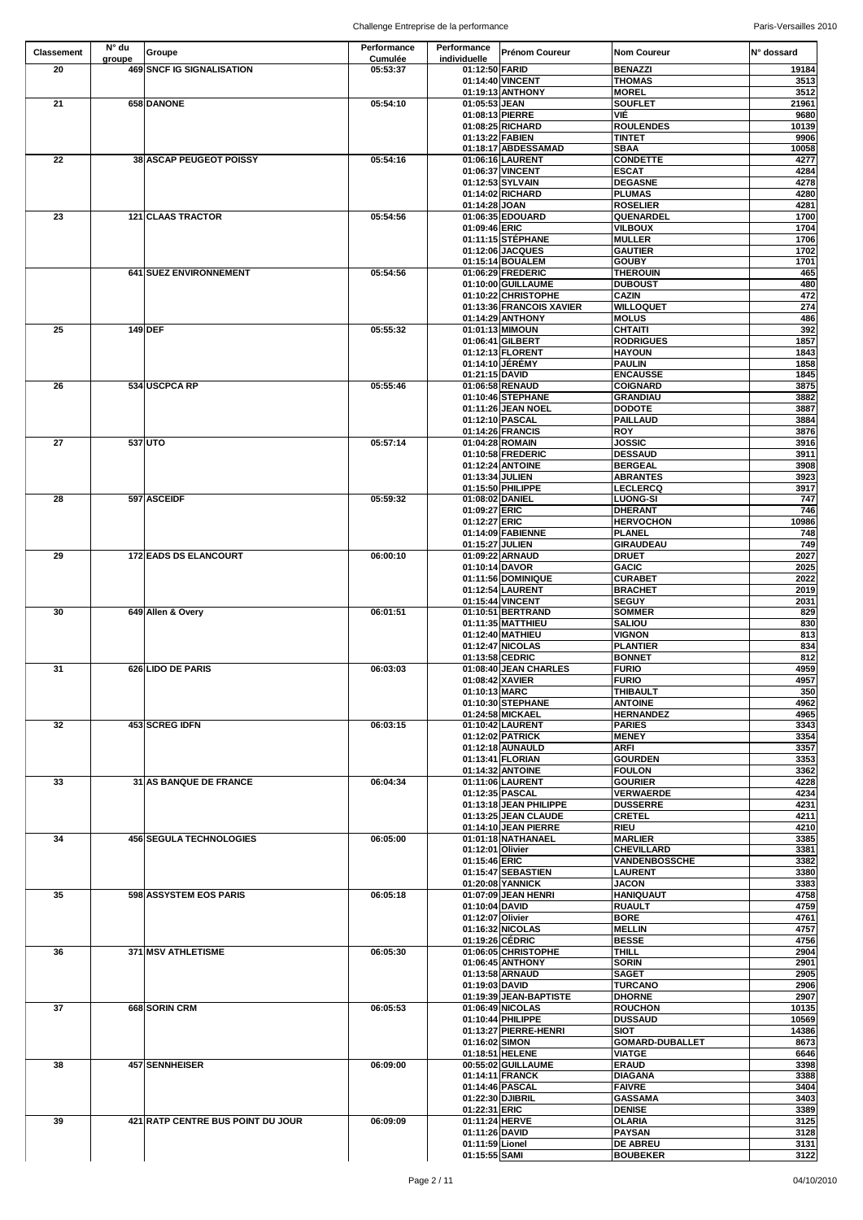| Classement | N° du groupe | Groupe | Performance Cumulée | Performance individuelle | Prénom Coureur | Nom Coureur | N° dossard |
|---|---|---|---|---|---|---|---|
| 20 | 469 | SNCF IG SIGNALISATION | 05:53:37 | 01:12:50 | FARID | BENAZZI | 19184 |
| | | | | 01:14:40 | VINCENT | THOMAS | 3513 |
| | | | | 01:19:13 | ANTHONY | MOREL | 3512 |
| 21 | 658 | DANONE | 05:54:10 | 01:05:53 | JEAN | SOUFLET | 21961 |
| | | | | 01:08:13 | PIERRE | VIÉ | 9680 |
| | | | | 01:08:25 | RICHARD | ROULENDES | 10139 |
| | | | | 01:13:22 | FABIEN | TINTET | 9906 |
| | | | | 01:18:17 | ABDESSAMAD | SBAA | 10058 |
| 22 | 38 | ASCAP PEUGEOT POISSY | 05:54:16 | 01:06:16 | LAURENT | CONDETTE | 4277 |
| | | | | 01:06:37 | VINCENT | ESCAT | 4284 |
| | | | | 01:12:53 | SYLVAIN | DEGASNE | 4278 |
| | | | | 01:14:02 | RICHARD | PLUMAS | 4280 |
| | | | | 01:14:28 | JOAN | ROSELIER | 4281 |
| 23 | 121 | CLAAS TRACTOR | 05:54:56 | 01:06:35 | EDOUARD | QUENARDEL | 1700 |
| | | | | 01:09:46 | ERIC | VILBOUX | 1704 |
| | | | | 01:11:15 | STÉPHANE | MULLER | 1706 |
| | | | | 01:12:06 | JACQUES | GAUTIER | 1702 |
| | | | | 01:15:14 | BOUALEM | GOUBY | 1701 |
| | 641 | SUEZ ENVIRONNEMENT | 05:54:56 | 01:06:29 | FREDERIC | THEROUIN | 465 |
| | | | | 01:10:00 | GUILLAUME | DUBOUST | 480 |
| | | | | 01:10:22 | CHRISTOPHE | CAZIN | 472 |
| | | | | 01:13:36 | FRANCOIS XAVIER | WILLOQUET | 274 |
| | | | | 01:14:29 | ANTHONY | MOLUS | 486 |
| 25 | 149 | DEF | 05:55:32 | 01:01:13 | MIMOUN | CHTAITI | 392 |
| | | | | 01:06:41 | GILBERT | RODRIGUES | 1857 |
| | | | | 01:12:13 | FLORENT | HAYOUN | 1843 |
| | | | | 01:14:10 | JÉRÉMY | PAULIN | 1858 |
| | | | | 01:21:15 | DAVID | ENCAUSSE | 1845 |
| 26 | 534 | USCPCA RP | 05:55:46 | 01:06:58 | RENAUD | COIGNARD | 3875 |
| | | | | 01:10:46 | STEPHANE | GRANDIAU | 3882 |
| | | | | 01:11:26 | JEAN NOEL | DODOTE | 3887 |
| | | | | 01:12:10 | PASCAL | PAILLAUD | 3884 |
| | | | | 01:14:26 | FRANCIS | ROY | 3876 |
| 27 | 537 | UTO | 05:57:14 | 01:04:28 | ROMAIN | JOSSIC | 3916 |
| | | | | 01:10:58 | FREDERIC | DESSAUD | 3911 |
| | | | | 01:12:24 | ANTOINE | BERGEAL | 3908 |
| | | | | 01:13:34 | JULIEN | ABRANTES | 3923 |
| | | | | 01:15:50 | PHILIPPE | LECLERCQ | 3917 |
| 28 | 597 | ASCEIDF | 05:59:32 | 01:08:02 | DANIEL | LUONG-SI | 747 |
| | | | | 01:09:27 | ERIC | DHERANT | 746 |
| | | | | 01:12:27 | ERIC | HERVOCHON | 10986 |
| | | | | 01:14:09 | FABIENNE | PLANEL | 748 |
| | | | | 01:15:27 | JULIEN | GIRAUDEAU | 749 |
| 29 | 172 | EADS DS ELANCOURT | 06:00:10 | 01:09:22 | ARNAUD | DRUET | 2027 |
| | | | | 01:10:14 | DAVOR | GACIC | 2025 |
| | | | | 01:11:56 | DOMINIQUE | CURABET | 2022 |
| | | | | 01:12:54 | LAURENT | BRACHET | 2019 |
| | | | | 01:15:44 | VINCENT | SEGUY | 2031 |
| 30 | 649 | Allen & Overy | 06:01:51 | 01:10:51 | BERTRAND | SOMMER | 829 |
| | | | | 01:11:35 | MATTHIEU | SALIOU | 830 |
| | | | | 01:12:40 | MATHIEU | VIGNON | 813 |
| | | | | 01:12:47 | NICOLAS | PLANTIER | 834 |
| | | | | 01:13:58 | CEDRIC | BONNET | 812 |
| 31 | 626 | LIDO DE PARIS | 06:03:03 | 01:08:40 | JEAN CHARLES | FURIO | 4959 |
| | | | | 01:08:42 | XAVIER | FURIO | 4957 |
| | | | | 01:10:13 | MARC | THIBAULT | 350 |
| | | | | 01:10:30 | STEPHANE | ANTOINE | 4962 |
| | | | | 01:24:58 | MICKAEL | HERNANDEZ | 4965 |
| 32 | 453 | SCREG IDFN | 06:03:15 | 01:10:42 | LAURENT | PARIES | 3343 |
| | | | | 01:12:02 | PATRICK | MENEY | 3354 |
| | | | | 01:12:18 | AUNAULD | ARFI | 3357 |
| | | | | 01:13:41 | FLORIAN | GOURDEN | 3353 |
| | | | | 01:14:32 | ANTOINE | FOULON | 3362 |
| 33 | 31 | AS BANQUE DE FRANCE | 06:04:34 | 01:11:06 | LAURENT | GOURIER | 4228 |
| | | | | 01:12:35 | PASCAL | VERWAERDE | 4234 |
| | | | | 01:13:18 | JEAN PHILIPPE | DUSSERRE | 4231 |
| | | | | 01:13:25 | JEAN CLAUDE | CRETEL | 4211 |
| | | | | 01:14:10 | JEAN PIERRE | RIEU | 4210 |
| 34 | 456 | SEGULA TECHNOLOGIES | 06:05:00 | 01:01:18 | NATHANAEL | MARLIER | 3385 |
| | | | | 01:12:01 | Olivier | CHEVILLARD | 3381 |
| | | | | 01:15:46 | ERIC | VANDENBOSSCHE | 3382 |
| | | | | 01:15:47 | SEBASTIEN | LAURENT | 3380 |
| | | | | 01:20:08 | YANNICK | JACON | 3383 |
| 35 | 598 | ASSYSTEM EOS PARIS | 06:05:18 | 01:07:09 | JEAN HENRI | HANIQUAUT | 4758 |
| | | | | 01:10:04 | DAVID | RUAULT | 4759 |
| | | | | 01:12:07 | Olivier | BORE | 4761 |
| | | | | 01:16:32 | NICOLAS | MELLIN | 4757 |
| | | | | 01:19:26 | CÉDRIC | BESSE | 4756 |
| 36 | 371 | MSV ATHLETISME | 06:05:30 | 01:06:05 | CHRISTOPHE | THILL | 2904 |
| | | | | 01:06:45 | ANTHONY | SORIN | 2901 |
| | | | | 01:13:58 | ARNAUD | SAGET | 2905 |
| | | | | 01:19:03 | DAVID | TURCANO | 2906 |
| | | | | 01:19:39 | JEAN-BAPTISTE | DHORNE | 2907 |
| 37 | 668 | SORIN CRM | 06:05:53 | 01:06:49 | NICOLAS | ROUCHON | 10135 |
| | | | | 01:10:44 | PHILIPPE | DUSSAUD | 10569 |
| | | | | 01:13:27 | PIERRE-HENRI | SIOT | 14386 |
| | | | | 01:16:02 | SIMON | GOMARD-DUBALLET | 8673 |
| | | | | 01:18:51 | HELENE | VIATGE | 6646 |
| 38 | 457 | SENNHEISER | 06:09:00 | 00:55:02 | GUILLAUME | ERAUD | 3398 |
| | | | | 01:14:11 | FRANCK | DIAGANA | 3388 |
| | | | | 01:14:46 | PASCAL | FAIVRE | 3404 |
| | | | | 01:22:30 | DJIBRIL | GASSAMA | 3403 |
| | | | | 01:22:31 | ERIC | DENISE | 3389 |
| 39 | 421 | RATP CENTRE BUS POINT DU JOUR | 06:09:09 | 01:11:24 | HERVE | OLARIA | 3125 |
| | | | | 01:11:26 | DAVID | PAYSAN | 3128 |
| | | | | 01:11:59 | Lionel | DE ABREU | 3131 |
| | | | | 01:15:55 | SAMI | BOUBEKER | 3122 |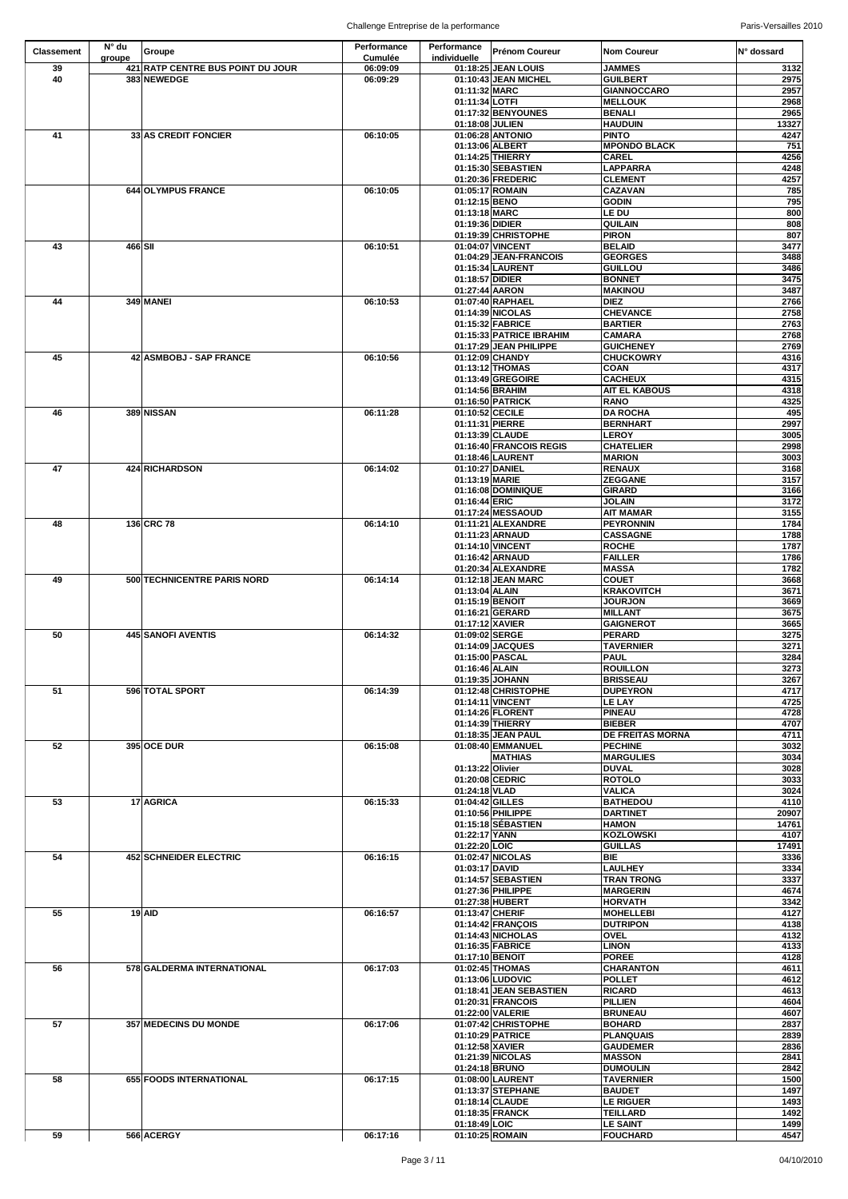| Classement | N° du groupe | Groupe | Performance Cumulée | Performance individuelle | Prénom Coureur | Nom Coureur | N° dossard |
|---|---|---|---|---|---|---|---|
| 39 | 421 | RATP CENTRE BUS POINT DU JOUR | 06:09:09 | 01:18:25 | JEAN LOUIS | JAMMES | 3132 |
| 40 | 383 | NEWEDGE | 06:09:29 | 01:10:43 | JEAN MICHEL | GUILBERT | 2975 |
| | | | | 01:11:32 | MARC | GIANNOCCARO | 2957 |
| | | | | 01:11:34 | LOTFI | MELLOUK | 2968 |
| | | | | 01:17:32 | BENYOUNES | BENALI | 2965 |
| | | | | 01:18:08 | JULIEN | HAUDUIN | 13327 |
| 41 | 33 | AS CREDIT FONCIER | 06:10:05 | 01:06:28 | ANTONIO | PINTO | 4247 |
| | | | | 01:13:06 | ALBERT | MPONDO BLACK | 751 |
| | | | | 01:14:25 | THIERRY | CAREL | 4256 |
| | | | | 01:15:30 | SEBASTIEN | LAPPARRA | 4248 |
| | | | | 01:20:36 | FREDERIC | CLEMENT | 4257 |
| | 644 | OLYMPUS FRANCE | 06:10:05 | 01:05:17 | ROMAIN | CAZAVAN | 785 |
| | | | | 01:12:15 | BENO | GODIN | 795 |
| | | | | 01:13:18 | MARC | LE DU | 800 |
| | | | | 01:19:36 | DIDIER | QUILAIN | 808 |
| | | | | 01:19:39 | CHRISTOPHE | PIRON | 807 |
| 43 | 466 | SII | 06:10:51 | 01:04:07 | VINCENT | BELAID | 3477 |
| | | | | 01:04:29 | JEAN-FRANCOIS | GEORGES | 3488 |
| | | | | 01:15:34 | LAURENT | GUILLOU | 3486 |
| | | | | 01:18:57 | DIDIER | BONNET | 3475 |
| | | | | 01:27:44 | AARON | MAKINOU | 3487 |
| 44 | 349 | MANEI | 06:10:53 | 01:07:40 | RAPHAEL | DIEZ | 2766 |
| | | | | 01:14:39 | NICOLAS | CHEVANCE | 2758 |
| | | | | 01:15:32 | FABRICE | BARTIER | 2763 |
| | | | | 01:15:33 | PATRICE IBRAHIM | CAMARA | 2768 |
| | | | | 01:17:29 | JEAN PHILIPPE | GUICHENEY | 2769 |
| 45 | 42 | ASMBOBJ - SAP FRANCE | 06:10:56 | 01:12:09 | CHANDY | CHUCKOWRY | 4316 |
| | | | | 01:13:12 | THOMAS | COAN | 4317 |
| | | | | 01:13:49 | GREGOIRE | CACHEUX | 4315 |
| | | | | 01:14:56 | BRAHIM | AIT EL KABOUS | 4318 |
| | | | | 01:16:50 | PATRICK | RANO | 4325 |
| 46 | 389 | NISSAN | 06:11:28 | 01:10:52 | CECILE | DA ROCHA | 495 |
| | | | | 01:11:31 | PIERRE | BERNHART | 2997 |
| | | | | 01:13:39 | CLAUDE | LEROY | 3005 |
| | | | | 01:16:40 | FRANCOIS REGIS | CHATELIER | 2998 |
| | | | | 01:18:46 | LAURENT | MARION | 3003 |
| 47 | 424 | RICHARDSON | 06:14:02 | 01:10:27 | DANIEL | RENAUX | 3168 |
| | | | | 01:13:19 | MARIE | ZEGGANE | 3157 |
| | | | | 01:16:08 | DOMINIQUE | GIRARD | 3166 |
| | | | | 01:16:44 | ERIC | JOLAIN | 3172 |
| | | | | 01:17:24 | MESSAOUD | AIT MAMAR | 3155 |
| 48 | 136 | CRC 78 | 06:14:10 | 01:11:21 | ALEXANDRE | PEYRONNIN | 1784 |
| | | | | 01:11:23 | ARNAUD | CASSAGNE | 1788 |
| | | | | 01:14:10 | VINCENT | ROCHE | 1787 |
| | | | | 01:16:42 | ARNAUD | FAILLER | 1786 |
| | | | | 01:20:34 | ALEXANDRE | MASSA | 1782 |
| 49 | 500 | TECHNICENTRE PARIS NORD | 06:14:14 | 01:12:18 | JEAN MARC | COUET | 3668 |
| | | | | 01:13:04 | ALAIN | KRAKOVITCH | 3671 |
| | | | | 01:15:19 | BENOIT | JOURJON | 3669 |
| | | | | 01:16:21 | GERARD | MILLANT | 3675 |
| | | | | 01:17:12 | XAVIER | GAIGNEROT | 3665 |
| 50 | 445 | SANOFI AVENTIS | 06:14:32 | 01:09:02 | SERGE | PERARD | 3275 |
| | | | | 01:14:09 | JACQUES | TAVERNIER | 3271 |
| | | | | 01:15:00 | PASCAL | PAUL | 3284 |
| | | | | 01:16:46 | ALAIN | ROUILLON | 3273 |
| | | | | 01:19:35 | JOHANN | BRISSEAU | 3267 |
| 51 | 596 | TOTAL SPORT | 06:14:39 | 01:12:48 | CHRISTOPHE | DUPEYRON | 4717 |
| | | | | 01:14:11 | VINCENT | LE LAY | 4725 |
| | | | | 01:14:26 | FLORENT | PINEAU | 4728 |
| | | | | 01:14:39 | THIERRY | BIEBER | 4707 |
| | | | | 01:18:35 | JEAN PAUL | DE FREITAS MORNA | 4711 |
| 52 | 395 | OCE DUR | 06:15:08 | 01:08:40 | EMMANUEL | PECHINE | 3032 |
| | | | | | MATHIAS | MARGULIES | 3034 |
| | | | | 01:13:22 | Olivier | DUVAL | 3028 |
| | | | | 01:20:08 | CEDRIC | ROTOLO | 3033 |
| | | | | 01:24:18 | VLAD | VALICA | 3024 |
| 53 | 17 | AGRICA | 06:15:33 | 01:04:42 | GILLES | BATHEDOU | 4110 |
| | | | | 01:10:56 | PHILIPPE | DARTINET | 20907 |
| | | | | 01:15:18 | SÉBASTIEN | HAMON | 14761 |
| | | | | 01:22:17 | YANN | KOZLOWSKI | 4107 |
| | | | | 01:22:20 | LOIC | GUILLAS | 17491 |
| 54 | 452 | SCHNEIDER ELECTRIC | 06:16:15 | 01:02:47 | NICOLAS | BIE | 3336 |
| | | | | 01:03:17 | DAVID | LAULHEY | 3334 |
| | | | | 01:14:57 | SEBASTIEN | TRAN TRONG | 3337 |
| | | | | 01:27:36 | PHILIPPE | MARGERIN | 4674 |
| | | | | 01:27:38 | HUBERT | HORVATH | 3342 |
| 55 | 19 | AID | 06:16:57 | 01:13:47 | CHERIF | MOHELLEBI | 4127 |
| | | | | 01:14:42 | FRANÇOIS | DUTRIPON | 4138 |
| | | | | 01:14:43 | NICHOLAS | OVEL | 4132 |
| | | | | 01:16:35 | FABRICE | LINON | 4133 |
| | | | | 01:17:10 | BENOIT | POREE | 4128 |
| 56 | 578 | GALDERMA INTERNATIONAL | 06:17:03 | 01:02:45 | THOMAS | CHARANTON | 4611 |
| | | | | 01:13:06 | LUDOVIC | POLLET | 4612 |
| | | | | 01:18:41 | JEAN SEBASTIEN | RICARD | 4613 |
| | | | | 01:20:31 | FRANCOIS | PILLIEN | 4604 |
| | | | | 01:22:00 | VALERIE | BRUNEAU | 4607 |
| 57 | 357 | MEDECINS DU MONDE | 06:17:06 | 01:07:42 | CHRISTOPHE | BOHARD | 2837 |
| | | | | 01:10:29 | PATRICE | PLANQUAIS | 2839 |
| | | | | 01:12:58 | XAVIER | GAUDEMER | 2836 |
| | | | | 01:21:39 | NICOLAS | MASSON | 2841 |
| | | | | 01:24:18 | BRUNO | DUMOULIN | 2842 |
| 58 | 655 | FOODS INTERNATIONAL | 06:17:15 | 01:08:00 | LAURENT | TAVERNIER | 1500 |
| | | | | 01:13:37 | STEPHANE | BAUDET | 1497 |
| | | | | 01:18:14 | CLAUDE | LE RIGUER | 1493 |
| | | | | 01:18:35 | FRANCK | TEILLARD | 1492 |
| | | | | 01:18:49 | LOIC | LE SAINT | 1499 |
| 59 | 566 | ACERGY | 06:17:16 | 01:10:25 | ROMAIN | FOUCHARD | 4547 |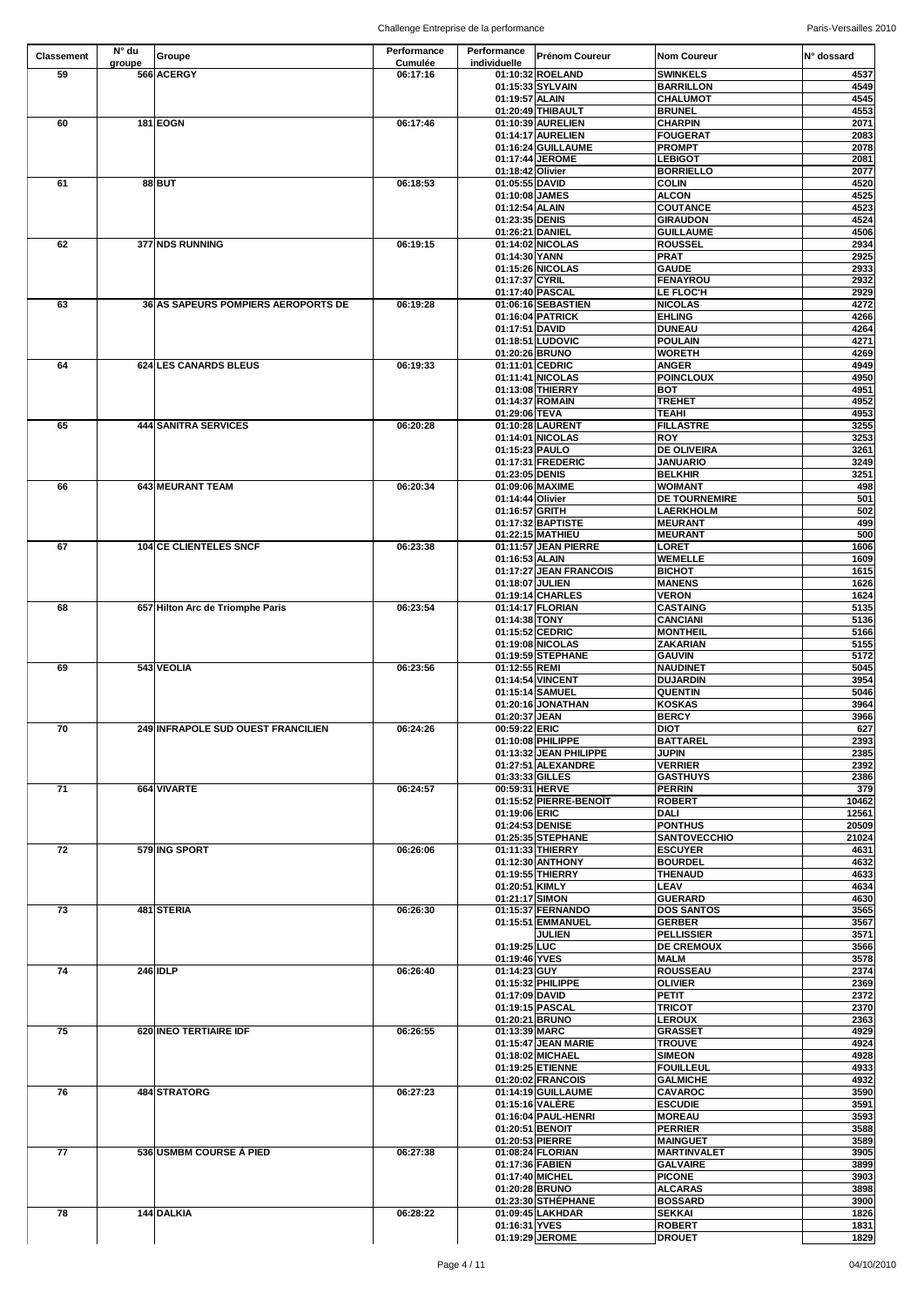| Classement | N° du groupe | Groupe | Performance Cumulée | Performance individuelle | Prénom Coureur | Nom Coureur | N° dossard |
|---|---|---|---|---|---|---|---|
| 59 | 566 | ACERGY | 06:17:16 | 01:10:32 | ROELAND | SWINKELS | 4537 |
| | | | | 01:15:33 | SYLVAIN | BARRILLON | 4549 |
| | | | | 01:19:57 | ALAIN | CHALUMOT | 4545 |
| | | | | 01:20:49 | THIBAULT | BRUNEL | 4553 |
| 60 | 181 | EOGN | 06:17:46 | 01:10:39 | AURELIEN | CHARPIN | 2071 |
| | | | | 01:14:17 | AURELIEN | FOUGERAT | 2083 |
| | | | | 01:16:24 | GUILLAUME | PROMPT | 2078 |
| | | | | 01:17:44 | JEROME | LEBIGOT | 2081 |
| | | | | 01:18:42 | Olivier | BORRIELLO | 2077 |
| 61 | 88 | BUT | 06:18:53 | 01:05:55 | DAVID | COLIN | 4520 |
| | | | | 01:10:08 | JAMES | ALCON | 4525 |
| | | | | 01:12:54 | ALAIN | COUTANCE | 4523 |
| | | | | 01:23:35 | DENIS | GIRAUDON | 4524 |
| | | | | 01:26:21 | DANIEL | GUILLAUME | 4506 |
| 62 | 377 | NDS RUNNING | 06:19:15 | 01:14:02 | NICOLAS | ROUSSEL | 2934 |
| | | | | 01:14:30 | YANN | PRAT | 2925 |
| | | | | 01:15:26 | NICOLAS | GAUDE | 2933 |
| | | | | 01:17:37 | CYRIL | FENAYROU | 2932 |
| | | | | 01:17:40 | PASCAL | LE FLOC'H | 2929 |
| 63 | 36 | AS SAPEURS POMPIERS AEROPORTS DE | 06:19:28 | 01:06:16 | SEBASTIEN | NICOLAS | 4272 |
| | | | | 01:16:04 | PATRICK | EHLING | 4266 |
| | | | | 01:17:51 | DAVID | DUNEAU | 4264 |
| | | | | 01:18:51 | LUDOVIC | POULAIN | 4271 |
| | | | | 01:20:26 | BRUNO | WORETH | 4269 |
| 64 | 624 | LES CANARDS BLEUS | 06:19:33 | 01:11:01 | CEDRIC | ANGER | 4949 |
| | | | | 01:11:41 | NICOLAS | POINCLOUX | 4950 |
| | | | | 01:13:08 | THIERRY | BOT | 4951 |
| | | | | 01:14:37 | ROMAIN | TREHET | 4952 |
| | | | | 01:29:06 | TEVA | TEAHI | 4953 |
| 65 | 444 | SANITRA SERVICES | 06:20:28 | 01:10:28 | LAURENT | FILLASTRE | 3255 |
| | | | | 01:14:01 | NICOLAS | ROY | 3253 |
| | | | | 01:15:23 | PAULO | DE OLIVEIRA | 3261 |
| | | | | 01:17:31 | FREDERIC | JANUARIO | 3249 |
| | | | | 01:23:05 | DENIS | BELKHIR | 3251 |
| 66 | 643 | MEURANT TEAM | 06:20:34 | 01:09:06 | MAXIME | WOIMANT | 498 |
| | | | | 01:14:44 | Olivier | DE TOURNEMIRE | 501 |
| | | | | 01:16:57 | GRITH | LAERKHOLM | 502 |
| | | | | 01:17:32 | BAPTISTE | MEURANT | 499 |
| | | | | 01:22:15 | MATHIEU | MEURANT | 500 |
| 67 | 104 | CE CLIENTELES SNCF | 06:23:38 | 01:11:57 | JEAN PIERRE | LORET | 1606 |
| | | | | 01:16:53 | ALAIN | WEMELLE | 1609 |
| | | | | 01:17:27 | JEAN FRANCOIS | BICHOT | 1615 |
| | | | | 01:18:07 | JULIEN | MANENS | 1626 |
| | | | | 01:19:14 | CHARLES | VERON | 1624 |
| 68 | 657 | Hilton Arc de Triomphe Paris | 06:23:54 | 01:14:17 | FLORIAN | CASTAING | 5135 |
| | | | | 01:14:38 | TONY | CANCIANI | 5136 |
| | | | | 01:15:52 | CEDRIC | MONTHEIL | 5166 |
| | | | | 01:19:08 | NICOLAS | ZAKARIAN | 5155 |
| | | | | 01:19:59 | STEPHANE | GAUVIN | 5172 |
| 69 | 543 | VEOLIA | 06:23:56 | 01:12:55 | REMI | NAUDINET | 5045 |
| | | | | 01:14:54 | VINCENT | DUJARDIN | 3954 |
| | | | | 01:15:14 | SAMUEL | QUENTIN | 5046 |
| | | | | 01:20:16 | JONATHAN | KOSKAS | 3964 |
| | | | | 01:20:37 | JEAN | BERCY | 3966 |
| 70 | 249 | INFRAPOLE SUD OUEST FRANCILIEN | 06:24:26 | 00:59:22 | ERIC | DIOT | 627 |
| | | | | 01:10:08 | PHILIPPE | BATTAREL | 2393 |
| | | | | 01:13:32 | JEAN PHILIPPE | JUPIN | 2385 |
| | | | | 01:27:51 | ALEXANDRE | VERRIER | 2392 |
| | | | | 01:33:33 | GILLES | GASTHUYS | 2386 |
| 71 | 664 | VIVARTE | 06:24:57 | 00:59:31 | HERVE | PERRIN | 379 |
| | | | | 01:15:52 | PIERRE-BENOÎT | ROBERT | 10462 |
| | | | | 01:19:06 | ERIC | DALI | 12561 |
| | | | | 01:24:53 | DENISE | PONTHUS | 20509 |
| | | | | 01:25:35 | STEPHANE | SANTOVECCHIO | 21024 |
| 72 | 579 | ING SPORT | 06:26:06 | 01:11:33 | THIERRY | ESCUYER | 4631 |
| | | | | 01:12:30 | ANTHONY | BOURDEL | 4632 |
| | | | | 01:19:55 | THIERRY | THENAUD | 4633 |
| | | | | 01:20:51 | KIMLY | LEAV | 4634 |
| | | | | 01:21:17 | SIMON | GUERARD | 4630 |
| 73 | 481 | STERIA | 06:26:30 | 01:15:37 | FERNANDO | DOS SANTOS | 3565 |
| | | | | 01:15:51 | EMMANUEL | GERBER | 3567 |
| | | | | | JULIEN | PELLISSIER | 3571 |
| | | | | 01:19:25 | LUC | DE CREMOUX | 3566 |
| | | | | 01:19:46 | YVES | MALM | 3578 |
| 74 | 246 | IDLP | 06:26:40 | 01:14:23 | GUY | ROUSSEAU | 2374 |
| | | | | 01:15:32 | PHILIPPE | OLIVIER | 2369 |
| | | | | 01:17:09 | DAVID | PETIT | 2372 |
| | | | | 01:19:15 | PASCAL | TRICOT | 2370 |
| | | | | 01:20:21 | BRUNO | LEROUX | 2363 |
| 75 | 620 | INEO TERTIAIRE IDF | 06:26:55 | 01:13:39 | MARC | GRASSET | 4929 |
| | | | | 01:15:47 | JEAN MARIE | TROUVE | 4924 |
| | | | | 01:18:02 | MICHAEL | SIMEON | 4928 |
| | | | | 01:19:25 | ETIENNE | FOUILLEUL | 4933 |
| | | | | 01:20:02 | FRANCOIS | GALMICHE | 4932 |
| 76 | 484 | STRATORG | 06:27:23 | 01:14:19 | GUILLAUME | CAVAROC | 3590 |
| | | | | 01:15:16 | VALÈRE | ESCUDIE | 3591 |
| | | | | 01:16:04 | PAUL-HENRI | MOREAU | 3593 |
| | | | | 01:20:51 | BENOIT | PERRIER | 3588 |
| | | | | 01:20:53 | PIERRE | MAINGUET | 3589 |
| 77 | 536 | USMBM COURSE À PIED | 06:27:38 | 01:08:24 | FLORIAN | MARTINVALET | 3905 |
| | | | | 01:17:36 | FABIEN | GALVAIRE | 3899 |
| | | | | 01:17:40 | MICHEL | PICONE | 3903 |
| | | | | 01:20:28 | BRUNO | ALCARAS | 3898 |
| | | | | 01:23:30 | STHÉPHANE | BOSSARD | 3900 |
| 78 | 144 | DALKIA | 06:28:22 | 01:09:45 | LAKHDAR | SEKKAI | 1826 |
| | | | | 01:16:31 | YVES | ROBERT | 1831 |
| | | | | 01:19:29 | JEROME | DROUET | 1829 |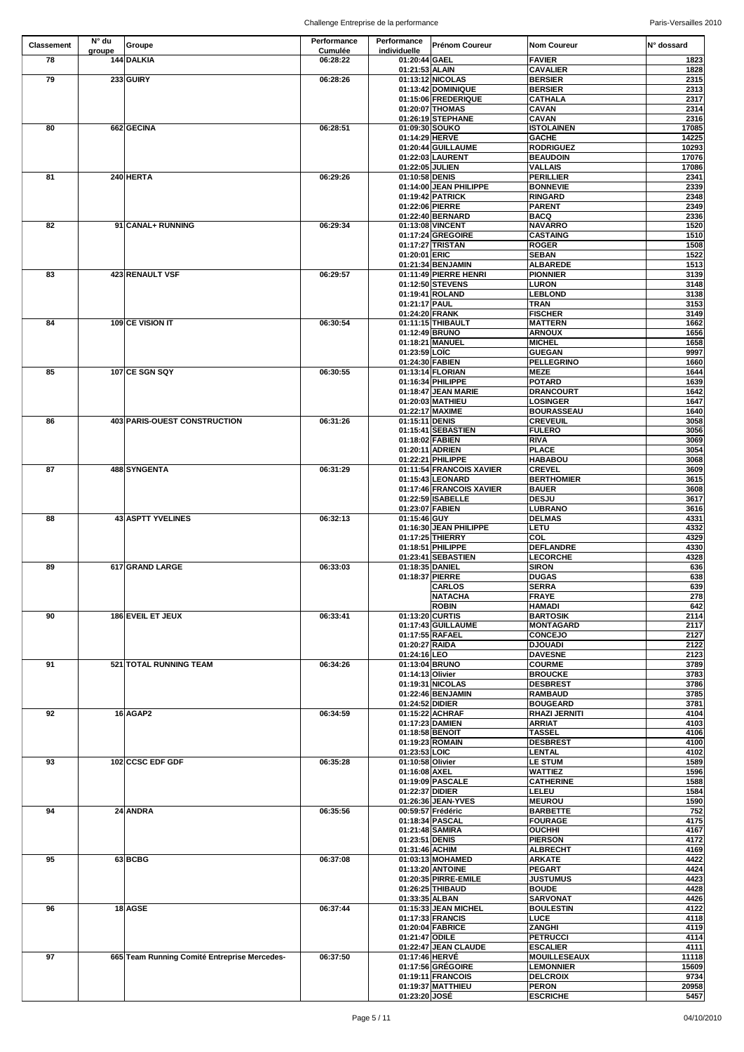| Classement | N° du groupe | Groupe | Performance Cumulée | Performance individuelle | Prénom Coureur | Nom Coureur | N° dossard |
|---|---|---|---|---|---|---|---|
| 78 | 144 | DALKIA | 06:28:22 | 01:20:44 | GAEL | FAVIER | 1823 |
| | | | | 01:21:53 | ALAIN | CAVALIER | 1828 |
| 79 | 233 | GUIRY | 06:28:26 | 01:13:12 | NICOLAS | BERSIER | 2315 |
| | | | | 01:13:42 | DOMINIQUE | BERSIER | 2313 |
| | | | | 01:15:06 | FREDERIQUE | CATHALA | 2317 |
| | | | | 01:20:07 | THOMAS | CAVAN | 2314 |
| | | | | 01:26:19 | STEPHANE | CAVAN | 2316 |
| 80 | 662 | GECINA | 06:28:51 | 01:09:30 | SOUKO | ISTOLAINEN | 17085 |
| | | | | 01:14:29 | HERVE | GACHE | 14225 |
| | | | | 01:20:44 | GUILLAUME | RODRIGUEZ | 10293 |
| | | | | 01:22:03 | LAURENT | BEAUDOIN | 17076 |
| | | | | 01:22:05 | JULIEN | VALLAIS | 17086 |
| 81 | 240 | HERTA | 06:29:26 | 01:10:58 | DENIS | PERILLIER | 2341 |
| | | | | 01:14:00 | JEAN PHILIPPE | BONNEVIE | 2339 |
| | | | | 01:19:42 | PATRICK | RINGARD | 2348 |
| | | | | 01:22:06 | PIERRE | PARENT | 2349 |
| | | | | 01:22:40 | BERNARD | BACQ | 2336 |
| 82 | 91 | CANAL+ RUNNING | 06:29:34 | 01:13:08 | VINCENT | NAVARRO | 1520 |
| | | | | 01:17:24 | GREGOIRE | CASTAING | 1510 |
| | | | | 01:17:27 | TRISTAN | ROGER | 1508 |
| | | | | 01:20:01 | ERIC | SEBAN | 1522 |
| | | | | 01:21:34 | BENJAMIN | ALBAREDE | 1513 |
| 83 | 423 | RENAULT VSF | 06:29:57 | 01:11:49 | PIERRE HENRI | PIONNIER | 3139 |
| | | | | 01:12:50 | STEVENS | LURON | 3148 |
| | | | | 01:19:41 | ROLAND | LEBLOND | 3138 |
| | | | | 01:21:17 | PAUL | TRAN | 3153 |
| | | | | 01:24:20 | FRANK | FISCHER | 3149 |
| 84 | 109 | CE VISION IT | 06:30:54 | 01:11:15 | THIBAULT | MATTERN | 1662 |
| | | | | 01:12:49 | BRUNO | ARNOUX | 1656 |
| | | | | 01:18:21 | MANUEL | MICHEL | 1658 |
| | | | | 01:23:59 | LOÏC | GUEGAN | 9997 |
| | | | | 01:24:30 | FABIEN | PELLEGRINO | 1660 |
| 85 | 107 | CE SGN SQY | 06:30:55 | 01:13:14 | FLORIAN | MEZE | 1644 |
| | | | | 01:16:34 | PHILIPPE | POTARD | 1639 |
| | | | | 01:18:47 | JEAN MARIE | DRANCOURT | 1642 |
| | | | | 01:20:03 | MATHIEU | LOSINGER | 1647 |
| | | | | 01:22:17 | MAXIME | BOURASSEAU | 1640 |
| 86 | 403 | PARIS-OUEST CONSTRUCTION | 06:31:26 | 01:15:11 | DENIS | CREVEUIL | 3058 |
| | | | | 01:15:41 | SEBASTIEN | FULERO | 3056 |
| | | | | 01:18:02 | FABIEN | RIVA | 3069 |
| | | | | 01:20:11 | ADRIEN | PLACE | 3054 |
| | | | | 01:22:21 | PHILIPPE | HABABOU | 3068 |
| 87 | 488 | SYNGENTA | 06:31:29 | 01:11:54 | FRANCOIS XAVIER | CREVEL | 3609 |
| | | | | 01:15:43 | LEONARD | BERTHOMIER | 3615 |
| | | | | 01:17:46 | FRANCOIS XAVIER | BAUER | 3608 |
| | | | | 01:22:59 | ISABELLE | DESJU | 3617 |
| | | | | 01:23:07 | FABIEN | LUBRANO | 3616 |
| 88 | 43 | ASPTT YVELINES | 06:32:13 | 01:15:46 | GUY | DELMAS | 4331 |
| | | | | 01:16:30 | JEAN PHILIPPE | LETU | 4332 |
| | | | | 01:17:25 | THIERRY | COL | 4329 |
| | | | | 01:18:51 | PHILIPPE | DEFLANDRE | 4330 |
| | | | | 01:23:41 | SEBASTIEN | LECORCHE | 4328 |
| 89 | 617 | GRAND LARGE | 06:33:03 | 01:18:35 | DANIEL | SIRON | 636 |
| | | | | 01:18:37 | PIERRE | DUGAS | 638 |
| | | | | | CARLOS | SERRA | 639 |
| | | | | | NATACHA | FRAYE | 278 |
| | | | | | ROBIN | HAMADI | 642 |
| 90 | 186 | EVEIL ET JEUX | 06:33:41 | 01:13:20 | CURTIS | BARTOSIK | 2114 |
| | | | | 01:17:43 | GUILLAUME | MONTAGARD | 2117 |
| | | | | 01:17:55 | RAFAEL | CONCEJO | 2127 |
| | | | | 01:20:27 | RAIDA | DJOUADI | 2122 |
| | | | | 01:24:16 | LEO | DAVESNE | 2123 |
| 91 | 521 | TOTAL RUNNING TEAM | 06:34:26 | 01:13:04 | BRUNO | COURME | 3789 |
| | | | | 01:14:13 | Olivier | BROUCKE | 3783 |
| | | | | 01:19:31 | NICOLAS | DESBREST | 3786 |
| | | | | 01:22:46 | BENJAMIN | RAMBAUD | 3785 |
| | | | | 01:24:52 | DIDIER | BOUGEARD | 3781 |
| 92 | 16 | AGAP2 | 06:34:59 | 01:15:22 | ACHRAF | RHAZI JERNITI | 4104 |
| | | | | 01:17:23 | DAMIEN | ARRIAT | 4103 |
| | | | | 01:18:58 | BENOIT | TASSEL | 4106 |
| | | | | 01:19:23 | ROMAIN | DESBREST | 4100 |
| | | | | 01:23:53 | LOIC | LENTAL | 4102 |
| 93 | 102 | CCSC EDF GDF | 06:35:28 | 01:10:58 | Olivier | LE STUM | 1589 |
| | | | | 01:16:08 | AXEL | WATTIEZ | 1596 |
| | | | | 01:19:09 | PASCALE | CATHERINE | 1588 |
| | | | | 01:22:37 | DIDIER | LELEU | 1584 |
| | | | | 01:26:36 | JEAN-YVES | MEUROU | 1590 |
| 94 | 24 | ANDRA | 06:35:56 | 00:59:57 | Frédéric | BARBETTE | 752 |
| | | | | 01:18:34 | PASCAL | FOURAGE | 4175 |
| | | | | 01:21:48 | SAMIRA | OUCHHI | 4167 |
| | | | | 01:23:51 | DENIS | PIERSON | 4172 |
| | | | | 01:31:46 | ACHIM | ALBRECHT | 4169 |
| 95 | 63 | BCBG | 06:37:08 | 01:03:13 | MOHAMED | ARKATE | 4422 |
| | | | | 01:13:20 | ANTOINE | PEGART | 4424 |
| | | | | 01:20:35 | PIRRE-EMILE | JUSTUMUS | 4423 |
| | | | | 01:26:25 | THIBAUD | BOUDE | 4428 |
| | | | | 01:33:35 | ALBAN | SARVONAT | 4426 |
| 96 | 18 | AGSE | 06:37:44 | 01:15:33 | JEAN MICHEL | BOULESTIN | 4122 |
| | | | | 01:17:33 | FRANCIS | LUCE | 4118 |
| | | | | 01:20:04 | FABRICE | ZANGHI | 4119 |
| | | | | 01:21:47 | ODILE | PETRUCCI | 4114 |
| | | | | 01:22:47 | JEAN CLAUDE | ESCALIER | 4111 |
| 97 | 665 | Team Running Comité Entreprise Mercedes- | 06:37:50 | 01:17:46 | HERVÉ | MOUILLESEAUX | 11118 |
| | | | | 01:17:56 | GRÉGOIRE | LEMONNIER | 15609 |
| | | | | 01:19:11 | FRANCOIS | DELCROIX | 9734 |
| | | | | 01:19:37 | MATTHIEU | PERON | 20958 |
| | | | | 01:23:20 | JOSÉ | ESCRICHE | 5457 |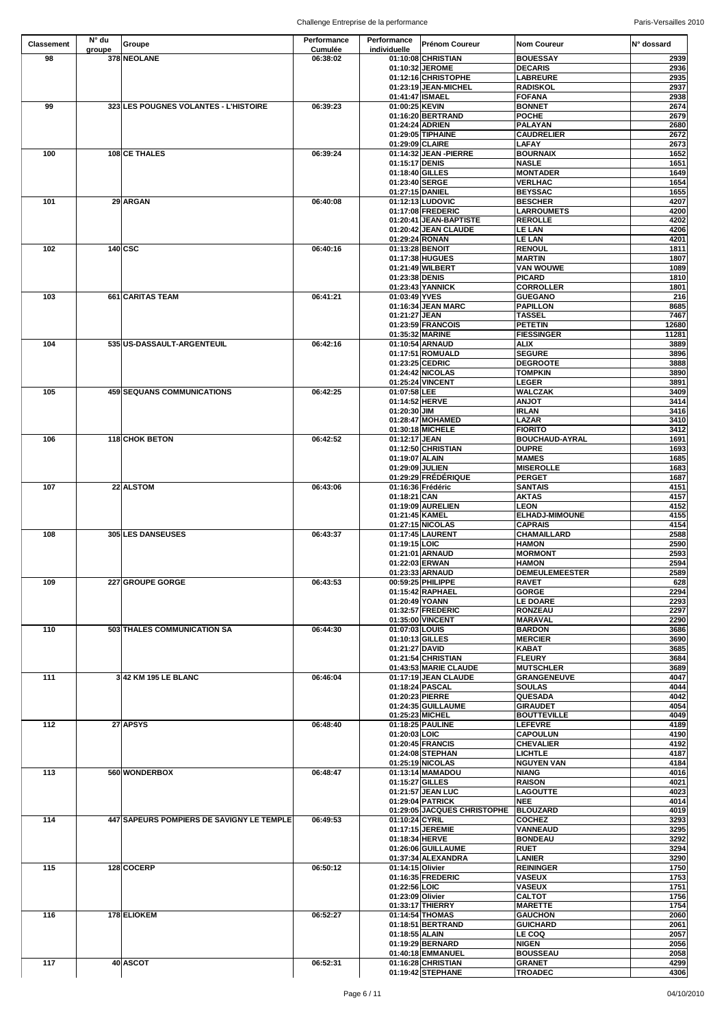| Classement | N° du groupe | Groupe | Performance Cumulée | Performance individuelle | Prénom Coureur | Nom Coureur | N° dossard |
|---|---|---|---|---|---|---|---|
| 98 | 378 | NEOLANE | 06:38:02 | 01:10:08 | CHRISTIAN | BOUESSAY | 2939 |
| | | | | 01:10:32 | JEROME | DECARIS | 2936 |
| | | | | 01:12:16 | CHRISTOPHE | LABREURE | 2935 |
| | | | | 01:23:19 | JEAN-MICHEL | RADISKOL | 2937 |
| | | | | 01:41:47 | ISMAEL | FOFANA | 2938 |
| 99 | 323 | LES POUGNES VOLANTES - L'HISTOIRE | 06:39:23 | 01:00:25 | KEVIN | BONNET | 2674 |
| | | | | 01:16:20 | BERTRAND | POCHE | 2679 |
| | | | | 01:24:24 | ADRIEN | PALAYAN | 2680 |
| | | | | 01:29:05 | TIPHAINE | CAUDRELIER | 2672 |
| | | | | 01:29:09 | CLAIRE | LAFAY | 2673 |
| 100 | 108 | CE THALES | 06:39:24 | 01:14:32 | JEAN -PIERRE | BOURNAIX | 1652 |
| | | | | 01:15:17 | DENIS | NASLE | 1651 |
| | | | | 01:18:40 | GILLES | MONTADER | 1649 |
| | | | | 01:23:40 | SERGE | VERLHAC | 1654 |
| | | | | 01:27:15 | DANIEL | BEYSSAC | 1655 |
| 101 | 29 | ARGAN | 06:40:08 | 01:12:13 | LUDOVIC | BESCHER | 4207 |
| | | | | 01:17:08 | FREDERIC | LARROUMETS | 4200 |
| | | | | 01:20:41 | JEAN-BAPTISTE | REROLLE | 4202 |
| | | | | 01:20:42 | JEAN CLAUDE | LE LAN | 4206 |
| | | | | 01:29:24 | RONAN | LE LAN | 4201 |
| 102 | 140 | CSC | 06:40:16 | 01:13:28 | BENOIT | RENOUL | 1811 |
| | | | | 01:17:38 | HUGUES | MARTIN | 1807 |
| | | | | 01:21:49 | WILBERT | VAN WOUWE | 1089 |
| | | | | 01:23:38 | DENIS | PICARD | 1810 |
| | | | | 01:23:43 | YANNICK | CORROLLER | 1801 |
| 103 | 661 | CARITAS TEAM | 06:41:21 | 01:03:49 | YVES | GUEGANO | 216 |
| | | | | 01:16:34 | JEAN MARC | PAPILLON | 8685 |
| | | | | 01:21:27 | JEAN | TASSEL | 7467 |
| | | | | 01:23:59 | FRANCOIS | PETETIN | 12680 |
| | | | | 01:35:32 | MARINE | FIESSINGER | 11281 |
| 104 | 535 | US-DASSAULT-ARGENTEUIL | 06:42:16 | 01:10:54 | ARNAUD | ALIX | 3889 |
| | | | | 01:17:51 | ROMUALD | SEGURE | 3896 |
| | | | | 01:23:25 | CEDRIC | DEGROOTE | 3888 |
| | | | | 01:24:42 | NICOLAS | TOMPKIN | 3890 |
| | | | | 01:25:24 | VINCENT | LEGER | 3891 |
| 105 | 459 | SEQUANS COMMUNICATIONS | 06:42:25 | 01:07:58 | LEE | WALCZAK | 3409 |
| | | | | 01:14:52 | HERVE | ANJOT | 3414 |
| | | | | 01:20:30 | JIM | IRLAN | 3416 |
| | | | | 01:28:47 | MOHAMED | LAZAR | 3410 |
| | | | | 01:30:18 | MICHELE | FIORITO | 3412 |
| 106 | 118 | CHOK BETON | 06:42:52 | 01:12:17 | JEAN | BOUCHAUD-AYRAL | 1691 |
| | | | | 01:12:50 | CHRISTIAN | DUPRE | 1693 |
| | | | | 01:19:07 | ALAIN | MAMES | 1685 |
| | | | | 01:29:09 | JULIEN | MISEROLLE | 1683 |
| | | | | 01:29:29 | FRÉDÉRIQUE | PERGET | 1687 |
| 107 | 22 | ALSTOM | 06:43:06 | 01:16:36 | Frédéric | SANTAIS | 4151 |
| | | | | 01:18:21 | CAN | AKTAS | 4157 |
| | | | | 01:19:09 | AURELIEN | LEON | 4152 |
| | | | | 01:21:45 | KAMEL | ELHADJ-MIMOUNE | 4155 |
| | | | | 01:27:15 | NICOLAS | CAPRAIS | 4154 |
| 108 | 305 | LES DANSEUSES | 06:43:37 | 01:17:45 | LAURENT | CHAMAILLARD | 2588 |
| | | | | 01:19:15 | LOIC | HAMON | 2590 |
| | | | | 01:21:01 | ARNAUD | MORMONT | 2593 |
| | | | | 01:22:03 | ERWAN | HAMON | 2594 |
| | | | | 01:23:33 | ARNAUD | DEMEULEMEESTER | 2589 |
| 109 | 227 | GROUPE GORGE | 06:43:53 | 00:59:25 | PHILIPPE | RAVET | 628 |
| | | | | 01:15:42 | RAPHAEL | GORGE | 2294 |
| | | | | 01:20:49 | YOANN | LE DOARE | 2293 |
| | | | | 01:32:57 | FREDERIC | RONZEAU | 2297 |
| | | | | 01:35:00 | VINCENT | MARAVAL | 2290 |
| 110 | 503 | THALES COMMUNICATION SA | 06:44:30 | 01:07:03 | LOUIS | BARDON | 3686 |
| | | | | 01:10:13 | GILLES | MERCIER | 3690 |
| | | | | 01:21:27 | DAVID | KABAT | 3685 |
| | | | | 01:21:54 | CHRISTIAN | FLEURY | 3684 |
| | | | | 01:43:53 | MARIE CLAUDE | MUTSCHLER | 3689 |
| 111 | 3 | 42 KM 195 LE BLANC | 06:46:04 | 01:17:19 | JEAN CLAUDE | GRANGENEUVE | 4047 |
| | | | | 01:18:24 | PASCAL | SOULAS | 4044 |
| | | | | 01:20:23 | PIERRE | QUESADA | 4042 |
| | | | | 01:24:35 | GUILLAUME | GIRAUDET | 4054 |
| | | | | 01:25:23 | MICHEL | BOUTTEVILLE | 4049 |
| 112 | 27 | APSYS | 06:48:40 | 01:18:25 | PAULINE | LEFEVRE | 4189 |
| | | | | 01:20:03 | LOIC | CAPOULUN | 4190 |
| | | | | 01:20:45 | FRANCIS | CHEVALIER | 4192 |
| | | | | 01:24:08 | STEPHAN | LICHTLE | 4187 |
| | | | | 01:25:19 | NICOLAS | NGUYEN VAN | 4184 |
| 113 | 560 | WONDERBOX | 06:48:47 | 01:13:14 | MAMADOU | NIANG | 4016 |
| | | | | 01:15:27 | GILLES | RAISON | 4021 |
| | | | | 01:21:57 | JEAN LUC | LAGOUTTE | 4023 |
| | | | | 01:29:04 | PATRICK | NEE | 4014 |
| | | | | 01:29:05 | JACQUES CHRISTOPHE | BLOUZARD | 4019 |
| 114 | 447 | SAPEURS POMPIERS DE SAVIGNY LE TEMPLE | 06:49:53 | 01:10:24 | CYRIL | COCHEZ | 3293 |
| | | | | 01:17:15 | JEREMIE | VANNEAUD | 3295 |
| | | | | 01:18:34 | HERVE | BONDEAU | 3292 |
| | | | | 01:26:06 | GUILLAUME | RUET | 3294 |
| | | | | 01:37:34 | ALEXANDRA | LANIER | 3290 |
| 115 | 128 | COCERP | 06:50:12 | 01:14:15 | Olivier | REININGER | 1750 |
| | | | | 01:16:35 | FREDERIC | VASEUX | 1753 |
| | | | | 01:22:56 | LOIC | VASEUX | 1751 |
| | | | | 01:23:09 | Olivier | CALTOT | 1756 |
| | | | | 01:33:17 | THIERRY | MARETTE | 1754 |
| 116 | 178 | ELIOKEM | 06:52:27 | 01:14:54 | THOMAS | GAUCHON | 2060 |
| | | | | 01:18:51 | BERTRAND | GUICHARD | 2061 |
| | | | | 01:18:55 | ALAIN | LE COQ | 2057 |
| | | | | 01:19:29 | BERNARD | NIGEN | 2056 |
| | | | | 01:40:18 | EMMANUEL | BOUSSEAU | 2058 |
| 117 | 40 | ASCOT | 06:52:31 | 01:16:28 | CHRISTIAN | GRANET | 4299 |
| | | | | 01:19:42 | STEPHANE | TROADEC | 4306 |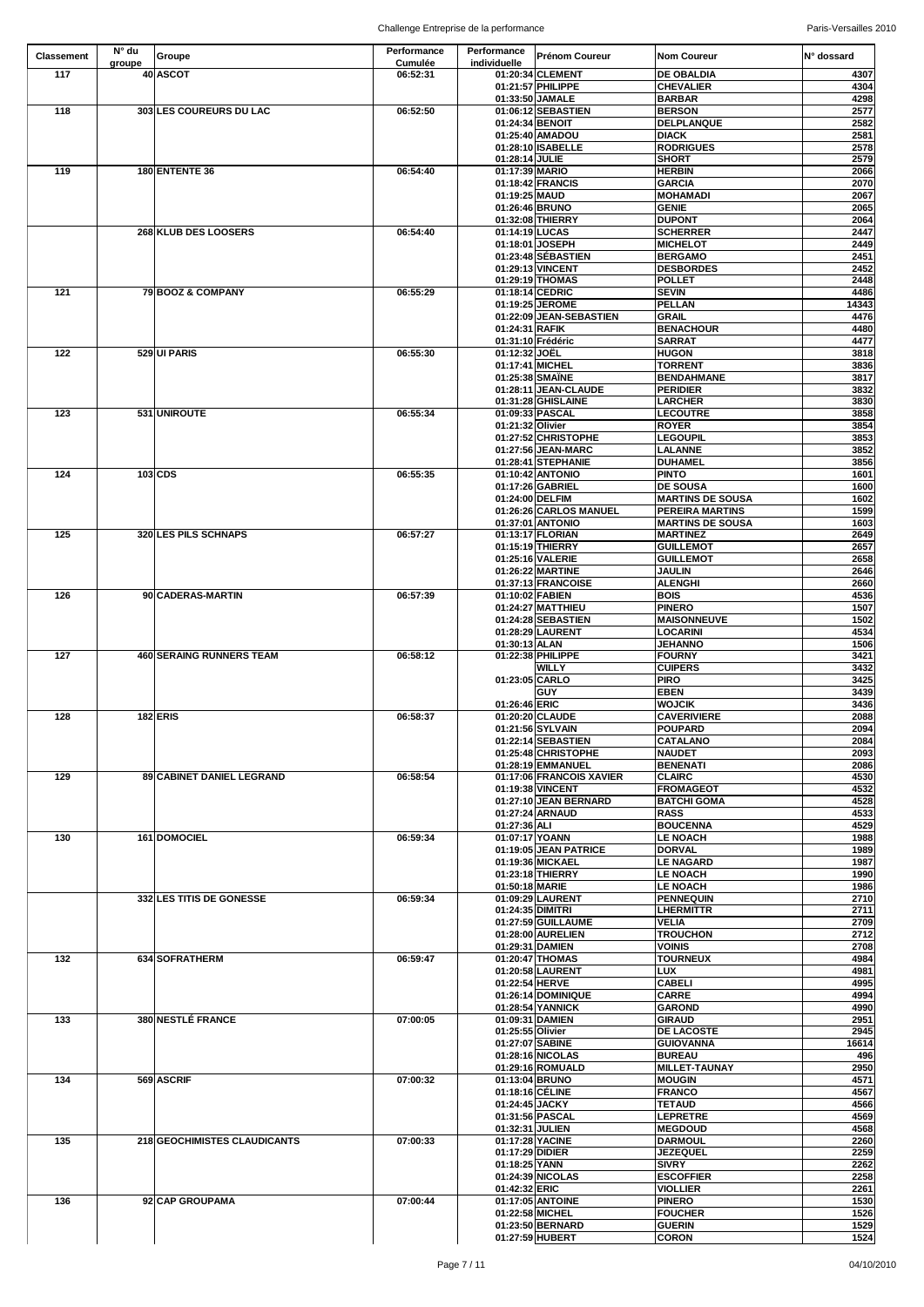| Classement | N° du groupe | Groupe | Performance Cumulée | Performance individuelle | Prénom Coureur | Nom Coureur | N° dossard |
|---|---|---|---|---|---|---|---|
| 117 | 40 | ASCOT | 06:52:31 | 01:20:34 | CLEMENT | DE OBALDIA | 4307 |
| | | | | 01:21:57 | PHILIPPE | CHEVALIER | 4304 |
| | | | | 01:33:50 | JAMALE | BARBAR | 4298 |
| 118 | 303 | LES COUREURS DU LAC | 06:52:50 | 01:06:12 | SEBASTIEN | BERSON | 2577 |
| | | | | 01:24:34 | BENOIT | DELPLANQUE | 2582 |
| | | | | 01:25:40 | AMADOU | DIACK | 2581 |
| | | | | 01:28:10 | ISABELLE | RODRIGUES | 2578 |
| | | | | 01:28:14 | JULIE | SHORT | 2579 |
| 119 | 180 | ENTENTE 36 | 06:54:40 | 01:17:39 | MARIO | HERBIN | 2066 |
| | | | | 01:18:42 | FRANCIS | GARCIA | 2070 |
| | | | | 01:19:25 | MAUD | MOHAMADI | 2067 |
| | | | | 01:26:46 | BRUNO | GENIE | 2065 |
| | | | | 01:32:08 | THIERRY | DUPONT | 2064 |
| | 268 | KLUB DES LOOSERS | 06:54:40 | 01:14:19 | LUCAS | SCHERRER | 2447 |
| | | | | 01:18:01 | JOSEPH | MICHELOT | 2449 |
| | | | | 01:23:48 | SÉBASTIEN | BERGAMO | 2451 |
| | | | | 01:29:13 | VINCENT | DESBORDES | 2452 |
| | | | | 01:29:19 | THOMAS | POLLET | 2448 |
| 121 | 79 | BOOZ & COMPANY | 06:55:29 | 01:18:14 | CEDRIC | SEVIN | 4486 |
| | | | | 01:19:25 | JEROME | PELLAN | 14343 |
| | | | | 01:22:09 | JEAN-SEBASTIEN | GRAIL | 4476 |
| | | | | 01:24:31 | RAFIK | BENACHOUR | 4480 |
| | | | | 01:31:10 | Frédéric | SARRAT | 4477 |
| 122 | 529 | UI PARIS | 06:55:30 | 01:12:32 | JOËL | HUGON | 3818 |
| | | | | 01:17:41 | MICHEL | TORRENT | 3836 |
| | | | | 01:25:38 | SMAÏNE | BENDAHMANE | 3817 |
| | | | | 01:28:11 | JEAN-CLAUDE | PERIDIER | 3832 |
| | | | | 01:31:28 | GHISLAINE | LARCHER | 3830 |
| 123 | 531 | UNIROUTE | 06:55:34 | 01:09:33 | PASCAL | LECOUTRE | 3858 |
| | | | | 01:21:32 | Olivier | ROYER | 3854 |
| | | | | 01:27:52 | CHRISTOPHE | LEGOUPIL | 3853 |
| | | | | 01:27:56 | JEAN-MARC | LALANNE | 3852 |
| | | | | 01:28:41 | STEPHANIE | DUHAMEL | 3856 |
| 124 | 103 | CDS | 06:55:35 | 01:10:42 | ANTONIO | PINTO | 1601 |
| | | | | 01:17:26 | GABRIEL | DE SOUSA | 1600 |
| | | | | 01:24:00 | DELFIM | MARTINS DE SOUSA | 1602 |
| | | | | 01:26:26 | CARLOS MANUEL | PEREIRA MARTINS | 1599 |
| | | | | 01:37:01 | ANTONIO | MARTINS DE SOUSA | 1603 |
| 125 | 320 | LES PILS SCHNAPS | 06:57:27 | 01:13:17 | FLORIAN | MARTINEZ | 2649 |
| | | | | 01:15:19 | THIERRY | GUILLEMOT | 2657 |
| | | | | 01:25:16 | VALERIE | GUILLEMOT | 2658 |
| | | | | 01:26:22 | MARTINE | JAULIN | 2646 |
| | | | | 01:37:13 | FRANCOISE | ALENGHI | 2660 |
| 126 | 90 | CADERAS-MARTIN | 06:57:39 | 01:10:02 | FABIEN | BOIS | 4536 |
| | | | | 01:24:27 | MATTHIEU | PINERO | 1507 |
| | | | | 01:24:28 | SEBASTIEN | MAISONNEUVE | 1502 |
| | | | | 01:28:29 | LAURENT | LOCARINI | 4534 |
| | | | | 01:30:13 | ALAN | JEHANNO | 1506 |
| 127 | 460 | SERAING RUNNERS TEAM | 06:58:12 | 01:22:38 | PHILIPPE | FOURNY | 3421 |
| | | | | | WILLY | CUIPERS | 3432 |
| | | | | 01:23:05 | CARLO | PIRO | 3425 |
| | | | | | GUY | EBEN | 3439 |
| | | | | 01:26:46 | ERIC | WOJCIK | 3436 |
| 128 | 182 | ERIS | 06:58:37 | 01:20:20 | CLAUDE | CAVERIVIERE | 2088 |
| | | | | 01:21:56 | SYLVAIN | POUPARD | 2094 |
| | | | | 01:22:14 | SEBASTIEN | CATALANO | 2084 |
| | | | | 01:25:48 | CHRISTOPHE | NAUDET | 2093 |
| | | | | 01:28:19 | EMMANUEL | BENENATI | 2086 |
| 129 | 89 | CABINET DANIEL LEGRAND | 06:58:54 | 01:17:06 | FRANCOIS XAVIER | CLAIRC | 4530 |
| | | | | 01:19:38 | VINCENT | FROMAGEOT | 4532 |
| | | | | 01:27:10 | JEAN BERNARD | BATCHI GOMA | 4528 |
| | | | | 01:27:24 | ARNAUD | RASS | 4533 |
| | | | | 01:27:36 | ALI | BOUCENNA | 4529 |
| 130 | 161 | DOMOCIEL | 06:59:34 | 01:07:17 | YOANN | LE NOACH | 1988 |
| | | | | 01:19:05 | JEAN PATRICE | DORVAL | 1989 |
| | | | | 01:19:36 | MICKAEL | LE NAGARD | 1987 |
| | | | | 01:23:18 | THIERRY | LE NOACH | 1990 |
| | | | | 01:50:18 | MARIE | LE NOACH | 1986 |
| | 332 | LES TITIS DE GONESSE | 06:59:34 | 01:09:29 | LAURENT | PENNEQUIN | 2710 |
| | | | | 01:24:35 | DIMITRI | LHERMITTR | 2711 |
| | | | | 01:27:59 | GUILLAUME | VELIA | 2709 |
| | | | | 01:28:00 | AURELIEN | TROUCHON | 2712 |
| | | | | 01:29:31 | DAMIEN | VOINIS | 2708 |
| 132 | 634 | SOFRATHERM | 06:59:47 | 01:20:47 | THOMAS | TOURNEUX | 4984 |
| | | | | 01:20:58 | LAURENT | LUX | 4981 |
| | | | | 01:22:54 | HERVE | CABELI | 4995 |
| | | | | 01:26:14 | DOMINIQUE | CARRE | 4994 |
| | | | | 01:28:54 | YANNICK | GAROND | 4990 |
| 133 | 380 | NESTLÉ FRANCE | 07:00:05 | 01:09:31 | DAMIEN | GIRAUD | 2951 |
| | | | | 01:25:55 | Olivier | DE LACOSTE | 2945 |
| | | | | 01:27:07 | SABINE | GUIOVANNA | 16614 |
| | | | | 01:28:16 | NICOLAS | BUREAU | 496 |
| | | | | 01:29:16 | ROMUALD | MILLET-TAUNAY | 2950 |
| 134 | 569 | ASCRIF | 07:00:32 | 01:13:04 | BRUNO | MOUGIN | 4571 |
| | | | | 01:18:16 | CÉLINE | FRANCO | 4567 |
| | | | | 01:24:45 | JACKY | TETAUD | 4566 |
| | | | | 01:31:56 | PASCAL | LEPRETRE | 4569 |
| | | | | 01:32:31 | JULIEN | MEGDOUD | 4568 |
| 135 | 218 | GEOCHIMISTES CLAUDICANTS | 07:00:33 | 01:17:28 | YACINE | DARMOUL | 2260 |
| | | | | 01:17:29 | DIDIER | JEZEQUEL | 2259 |
| | | | | 01:18:25 | YANN | SIVRY | 2262 |
| | | | | 01:24:39 | NICOLAS | ESCOFFIER | 2258 |
| | | | | 01:42:32 | ERIC | VIOLLIER | 2261 |
| 136 | 92 | CAP GROUPAMA | 07:00:44 | 01:17:05 | ANTOINE | PINERO | 1530 |
| | | | | 01:22:58 | MICHEL | FOUCHER | 1526 |
| | | | | 01:23:50 | BERNARD | GUERIN | 1529 |
| | | | | 01:27:59 | HUBERT | CORON | 1524 |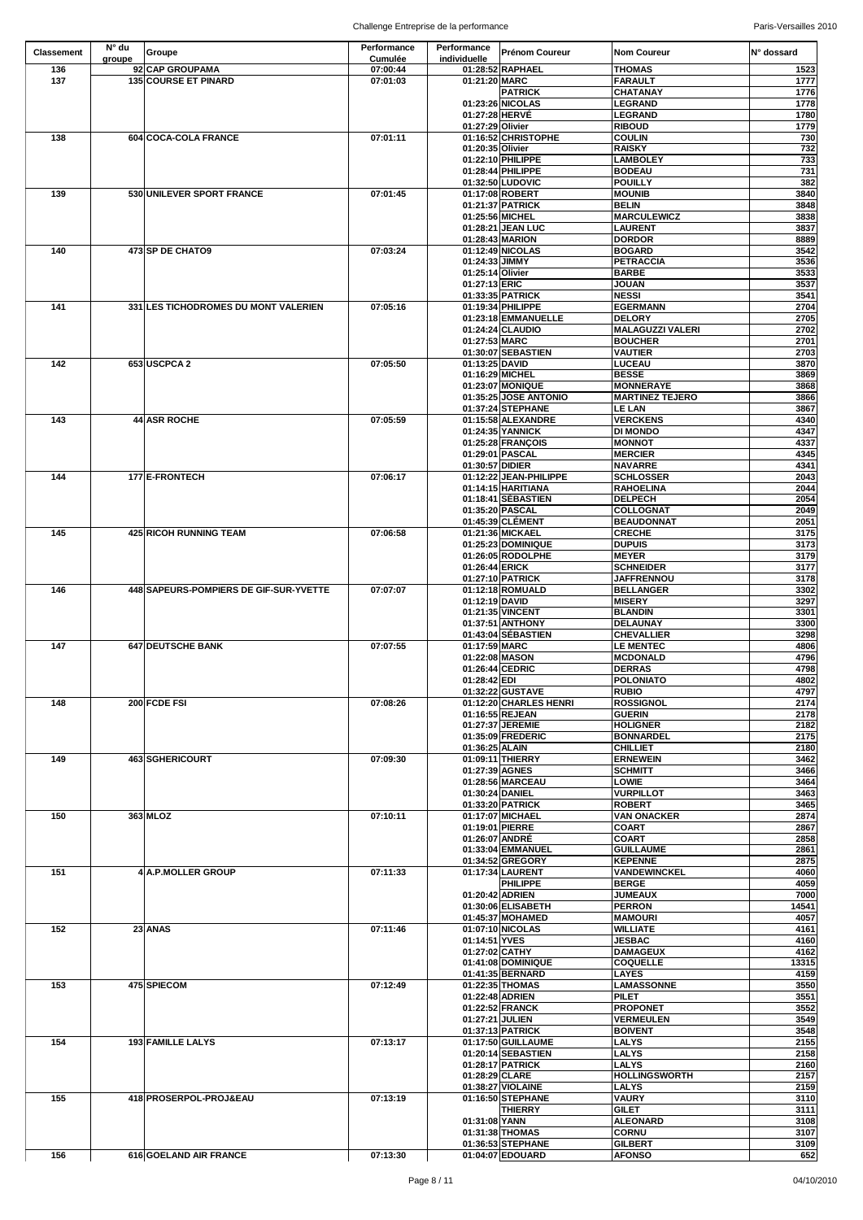| Classement | N° du groupe | Groupe | Performance Cumulée | Performance individuelle | Prénom Coureur | Nom Coureur | N° dossard |
|---|---|---|---|---|---|---|---|
| 136 | 92 | CAP GROUPAMA | 07:00:44 | 01:28:52 | RAPHAEL | THOMAS | 1523 |
| 137 | 135 | COURSE ET PINARD | 07:01:03 | 01:21:20 | MARC | FARAULT | 1777 |
| | | | | | PATRICK | CHATANAY | 1776 |
| | | | | 01:23:26 | NICOLAS | LEGRAND | 1778 |
| | | | | 01:27:28 | HERVÉ | LEGRAND | 1780 |
| | | | | 01:27:29 | Olivier | RIBOUD | 1779 |
| 138 | 604 | COCA-COLA FRANCE | 07:01:11 | 01:16:52 | CHRISTOPHE | COULIN | 730 |
| | | | | 01:20:35 | Olivier | RAISKY | 732 |
| | | | | 01:22:10 | PHILIPPE | LAMBOLEY | 733 |
| | | | | 01:28:44 | PHILIPPE | BODEAU | 731 |
| | | | | 01:32:50 | LUDOVIC | POUILLY | 382 |
| 139 | 530 | UNILEVER SPORT FRANCE | 07:01:45 | 01:17:08 | ROBERT | MOUNIB | 3840 |
| | | | | 01:21:37 | PATRICK | BELIN | 3848 |
| | | | | 01:25:56 | MICHEL | MARCULEWICZ | 3838 |
| | | | | 01:28:21 | JEAN LUC | LAURENT | 3837 |
| | | | | 01:28:43 | MARION | DORDOR | 8889 |
| 140 | 473 | SP DE CHATO9 | 07:03:24 | 01:12:49 | NICOLAS | BOGARD | 3542 |
| | | | | 01:24:33 | JIMMY | PETRACCIA | 3536 |
| | | | | 01:25:14 | Olivier | BARBE | 3533 |
| | | | | 01:27:13 | ERIC | JOUAN | 3537 |
| | | | | 01:33:35 | PATRICK | NESSI | 3541 |
| 141 | 331 | LES TICHODROMES DU MONT VALERIEN | 07:05:16 | 01:19:34 | PHILIPPE | EGERMANN | 2704 |
| | | | | 01:23:18 | EMMANUELLE | DELORY | 2705 |
| | | | | 01:24:24 | CLAUDIO | MALAGUZZI VALERI | 2702 |
| | | | | 01:27:53 | MARC | BOUCHER | 2701 |
| | | | | 01:30:07 | SEBASTIEN | VAUTIER | 2703 |
| 142 | 653 | USCPCA 2 | 07:05:50 | 01:13:25 | DAVID | LUCEAU | 3870 |
| | | | | 01:16:29 | MICHEL | BESSE | 3869 |
| | | | | 01:23:07 | MONIQUE | MONNERAYE | 3868 |
| | | | | 01:35:25 | JOSE ANTONIO | MARTINEZ TEJERO | 3866 |
| | | | | 01:37:24 | STEPHANE | LE LAN | 3867 |
| 143 | 44 | ASR ROCHE | 07:05:59 | 01:15:58 | ALEXANDRE | VERCKENS | 4340 |
| | | | | 01:24:35 | YANNICK | DI MONDO | 4347 |
| | | | | 01:25:28 | FRANÇOIS | MONNOT | 4337 |
| | | | | 01:29:01 | PASCAL | MERCIER | 4345 |
| | | | | 01:30:57 | DIDIER | NAVARRE | 4341 |
| 144 | 177 | E-FRONTECH | 07:06:17 | 01:12:22 | JEAN-PHILIPPE | SCHLOSSER | 2043 |
| | | | | 01:14:15 | HARITIANA | RAHOELINA | 2044 |
| | | | | 01:18:41 | SÉBASTIEN | DELPECH | 2054 |
| | | | | 01:35:20 | PASCAL | COLLOGNAT | 2049 |
| | | | | 01:45:39 | CLÉMENT | BEAUDONNAT | 2051 |
| 145 | 425 | RICOH RUNNING TEAM | 07:06:58 | 01:21:36 | MICKAEL | CRECHE | 3175 |
| | | | | 01:25:23 | DOMINIQUE | DUPUIS | 3173 |
| | | | | 01:26:05 | RODOLPHE | MEYER | 3179 |
| | | | | 01:26:44 | ERICK | SCHNEIDER | 3177 |
| | | | | 01:27:10 | PATRICK | JAFFRENNOU | 3178 |
| 146 | 448 | SAPEURS-POMPIERS DE GIF-SUR-YVETTE | 07:07:07 | 01:12:18 | ROMUALD | BELLANGER | 3302 |
| | | | | 01:12:19 | DAVID | MISERY | 3297 |
| | | | | 01:21:35 | VINCENT | BLANDIN | 3301 |
| | | | | 01:37:51 | ANTHONY | DELAUNAY | 3300 |
| | | | | 01:43:04 | SÉBASTIEN | CHEVALLIER | 3298 |
| 147 | 647 | DEUTSCHE BANK | 07:07:55 | 01:17:59 | MARC | LE MENTEC | 4806 |
| | | | | 01:22:08 | MASON | MCDONALD | 4796 |
| | | | | 01:26:44 | CEDRIC | DERRAS | 4798 |
| | | | | 01:28:42 | EDI | POLONIATO | 4802 |
| | | | | 01:32:22 | GUSTAVE | RUBIO | 4797 |
| 148 | 200 | FCDE FSI | 07:08:26 | 01:12:20 | CHARLES HENRI | ROSSIGNOL | 2174 |
| | | | | 01:16:55 | REJEAN | GUERIN | 2178 |
| | | | | 01:27:37 | JEREMIE | HOLIGNER | 2182 |
| | | | | 01:35:09 | FREDERIC | BONNARDEL | 2175 |
| | | | | 01:36:25 | ALAIN | CHILLIET | 2180 |
| 149 | 463 | SGHERICOURT | 07:09:30 | 01:09:11 | THIERRY | ERNEWEIN | 3462 |
| | | | | 01:27:39 | AGNES | SCHMITT | 3466 |
| | | | | 01:28:56 | MARCEAU | LOWIE | 3464 |
| | | | | 01:30:24 | DANIEL | VURPILLOT | 3463 |
| | | | | 01:33:20 | PATRICK | ROBERT | 3465 |
| 150 | 363 | MLOZ | 07:10:11 | 01:17:07 | MICHAEL | VAN ONACKER | 2874 |
| | | | | 01:19:01 | PIERRE | COART | 2867 |
| | | | | 01:26:07 | ANDRÉ | COART | 2858 |
| | | | | 01:33:04 | EMMANUEL | GUILLAUME | 2861 |
| | | | | 01:34:52 | GREGORY | KEPENNE | 2875 |
| 151 | 4 | A.P.MOLLER GROUP | 07:11:33 | 01:17:34 | LAURENT | VANDEWINCKEL | 4060 |
| | | | | | PHILIPPE | BERGE | 4059 |
| | | | | 01:20:42 | ADRIEN | JUMEAUX | 7000 |
| | | | | 01:30:06 | ELISABETH | PERRON | 14541 |
| | | | | 01:45:37 | MOHAMED | MAMOURI | 4057 |
| 152 | 23 | ANAS | 07:11:46 | 01:07:10 | NICOLAS | WILLIATE | 4161 |
| | | | | 01:14:51 | YVES | JESBAC | 4160 |
| | | | | 01:27:02 | CATHY | DAMAGEUX | 4162 |
| | | | | 01:41:08 | DOMINIQUE | COQUELLE | 13315 |
| | | | | 01:41:35 | BERNARD | LAYES | 4159 |
| 153 | 475 | SPIECOM | 07:12:49 | 01:22:35 | THOMAS | LAMASSONNE | 3550 |
| | | | | 01:22:48 | ADRIEN | PILET | 3551 |
| | | | | 01:22:52 | FRANCK | PROPONET | 3552 |
| | | | | 01:27:21 | JULIEN | VERMEULEN | 3549 |
| | | | | 01:37:13 | PATRICK | BOIVENT | 3548 |
| 154 | 193 | FAMILLE LALYS | 07:13:17 | 01:17:50 | GUILLAUME | LALYS | 2155 |
| | | | | 01:20:14 | SEBASTIEN | LALYS | 2158 |
| | | | | 01:28:17 | PATRICK | LALYS | 2160 |
| | | | | 01:28:29 | CLARE | HOLLINGSWORTH | 2157 |
| | | | | 01:38:27 | VIOLAINE | LALYS | 2159 |
| 155 | 418 | PROSERPOL-PROJ&EAU | 07:13:19 | 01:16:50 | STEPHANE | VAURY | 3110 |
| | | | | | THIERRY | GILET | 3111 |
| | | | | 01:31:08 | YANN | ALEONARD | 3108 |
| | | | | 01:31:38 | THOMAS | CORNU | 3107 |
| | | | | 01:36:53 | STEPHANE | GILBERT | 3109 |
| 156 | 616 | GOELAND AIR FRANCE | 07:13:30 | 01:04:07 | EDOUARD | AFONSO | 652 |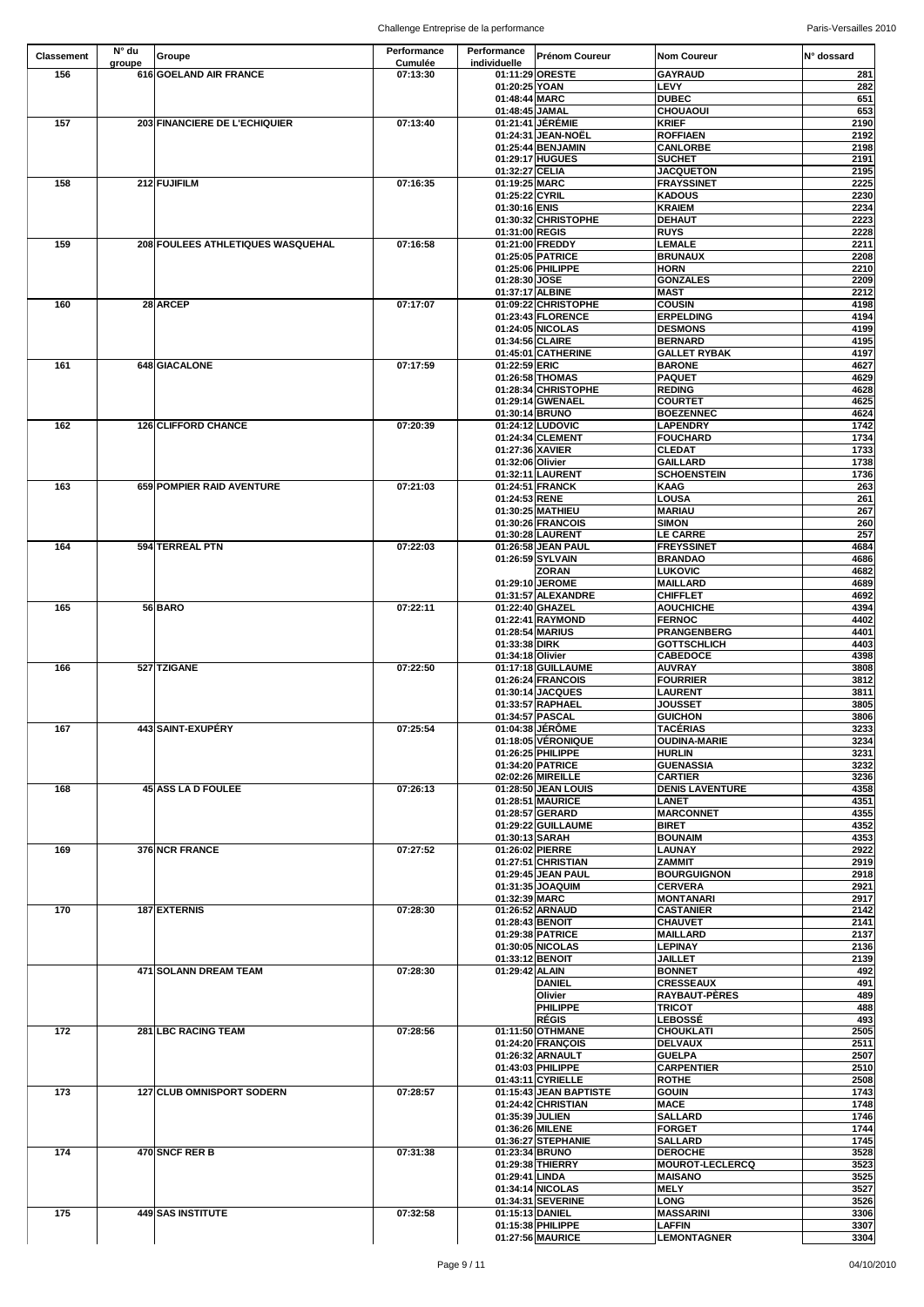| Classement | N° du groupe | Groupe | Performance Cumulée | Performance individuelle | Prénom Coureur | Nom Coureur | N° dossard |
|---|---|---|---|---|---|---|---|
| 156 | 616 | GOELAND AIR FRANCE | 07:13:30 | 01:11:29 | ORESTE | GAYRAUD | 281 |
| | | | | 01:20:25 | YOAN | LEVY | 282 |
| | | | | 01:48:44 | MARC | DUBEC | 651 |
| | | | | 01:48:45 | JAMAL | CHOUAOUI | 653 |
| 157 | 203 | FINANCIERE DE L'ECHIQUIER | 07:13:40 | 01:21:41 | JÉRÉMIE | KRIEF | 2190 |
| | | | | 01:24:31 | JEAN-NOËL | ROFFIAEN | 2192 |
| | | | | 01:25:44 | BENJAMIN | CANLORBE | 2198 |
| | | | | 01:29:17 | HUGUES | SUCHET | 2191 |
| | | | | 01:32:27 | CELIA | JACQUETON | 2195 |
| 158 | 212 | FUJIFILM | 07:16:35 | 01:19:25 | MARC | FRAYSSINET | 2225 |
| | | | | 01:25:22 | CYRIL | KADOUS | 2230 |
| | | | | 01:30:16 | ENIS | KRAIEM | 2234 |
| | | | | 01:30:32 | CHRISTOPHE | DEHAUT | 2223 |
| | | | | 01:31:00 | REGIS | RUYS | 2228 |
| 159 | 208 | FOULEES ATHLETIQUES WASQUEHAL | 07:16:58 | 01:21:00 | FREDDY | LEMALE | 2211 |
| | | | | 01:25:05 | PATRICE | BRUNAUX | 2208 |
| | | | | 01:25:06 | PHILIPPE | HORN | 2210 |
| | | | | 01:28:30 | JOSE | GONZALES | 2209 |
| | | | | 01:37:17 | ALBINE | MAST | 2212 |
| 160 | 28 | ARCEP | 07:17:07 | 01:09:22 | CHRISTOPHE | COUSIN | 4198 |
| | | | | 01:23:43 | FLORENCE | ERPELDING | 4194 |
| | | | | 01:24:05 | NICOLAS | DESMONS | 4199 |
| | | | | 01:34:56 | CLAIRE | BERNARD | 4195 |
| | | | | 01:45:01 | CATHERINE | GALLET RYBAK | 4197 |
| 161 | 648 | GIACALONE | 07:17:59 | 01:22:59 | ERIC | BARONE | 4627 |
| | | | | 01:26:58 | THOMAS | PAQUET | 4629 |
| | | | | 01:28:34 | CHRISTOPHE | REDING | 4628 |
| | | | | 01:29:14 | GWENAEL | COURTET | 4625 |
| | | | | 01:30:14 | BRUNO | BOEZENNEC | 4624 |
| 162 | 126 | CLIFFORD CHANCE | 07:20:39 | 01:24:12 | LUDOVIC | LAPENDRY | 1742 |
| | | | | 01:24:34 | CLEMENT | FOUCHARD | 1734 |
| | | | | 01:27:36 | XAVIER | CLEDAT | 1733 |
| | | | | 01:32:06 | Olivier | GAILLARD | 1738 |
| | | | | 01:32:11 | LAURENT | SCHOENSTEIN | 1736 |
| 163 | 659 | POMPIER RAID AVENTURE | 07:21:03 | 01:24:51 | FRANCK | KAAG | 263 |
| | | | | 01:24:53 | RENE | LOUSA | 261 |
| | | | | 01:30:25 | MATHIEU | MARIAU | 267 |
| | | | | 01:30:26 | FRANCOIS | SIMON | 260 |
| | | | | 01:30:28 | LAURENT | LE CARRE | 257 |
| 164 | 594 | TERREAL PTN | 07:22:03 | 01:26:58 | JEAN PAUL | FREYSSINET | 4684 |
| | | | | 01:26:59 | SYLVAIN | BRANDAO | 4686 |
| | | | | | ZORAN | LUKOVIC | 4682 |
| | | | | 01:29:10 | JEROME | MAILLARD | 4689 |
| | | | | 01:31:57 | ALEXANDRE | CHIFFLET | 4692 |
| 165 | 56 | BARO | 07:22:11 | 01:22:40 | GHAZEL | AOUCHICHE | 4394 |
| | | | | 01:22:41 | RAYMOND | FERNOC | 4402 |
| | | | | 01:28:54 | MARIUS | PRANGENBERG | 4401 |
| | | | | 01:33:38 | DIRK | GOTTSCHLICH | 4403 |
| | | | | 01:34:18 | Olivier | CABEDOCE | 4398 |
| 166 | 527 | TZIGANE | 07:22:50 | 01:17:18 | GUILLAUME | AUVRAY | 3808 |
| | | | | 01:26:24 | FRANCOIS | FOURRIER | 3812 |
| | | | | 01:30:14 | JACQUES | LAURENT | 3811 |
| | | | | 01:33:57 | RAPHAEL | JOUSSET | 3805 |
| | | | | 01:34:57 | PASCAL | GUICHON | 3806 |
| 167 | 443 | SAINT-EXUPÉRY | 07:25:54 | 01:04:38 | JÉRÔME | TACÉRIAS | 3233 |
| | | | | 01:18:05 | VÉRONIQUE | OUDINA-MARIE | 3234 |
| | | | | 01:26:25 | PHILIPPE | HURLIN | 3231 |
| | | | | 01:34:20 | PATRICE | GUENASSIA | 3232 |
| | | | | 02:02:26 | MIREILLE | CARTIER | 3236 |
| 168 | 45 | ASS LA D FOULEE | 07:26:13 | 01:28:50 | JEAN LOUIS | DENIS LAVENTURE | 4358 |
| | | | | 01:28:51 | MAURICE | LANET | 4351 |
| | | | | 01:28:57 | GERARD | MARCONNET | 4355 |
| | | | | 01:29:22 | GUILLAUME | BIRET | 4352 |
| | | | | 01:30:13 | SARAH | BOUNAIM | 4353 |
| 169 | 376 | NCR FRANCE | 07:27:52 | 01:26:02 | PIERRE | LAUNAY | 2922 |
| | | | | 01:27:51 | CHRISTIAN | ZAMMIT | 2919 |
| | | | | 01:29:45 | JEAN PAUL | BOURGUIGNON | 2918 |
| | | | | 01:31:35 | JOAQUIM | CERVERA | 2921 |
| | | | | 01:32:39 | MARC | MONTANARI | 2917 |
| 170 | 187 | EXTERNIS | 07:28:30 | 01:26:52 | ARNAUD | CASTANIER | 2142 |
| | | | | 01:28:43 | BENOIT | CHAUVET | 2141 |
| | | | | 01:29:38 | PATRICE | MAILLARD | 2137 |
| | | | | 01:30:05 | NICOLAS | LEPINAY | 2136 |
| | | | | 01:33:12 | BENOIT | JAILLET | 2139 |
| | 471 | SOLANN DREAM TEAM | 07:28:30 | 01:29:42 | ALAIN | BONNET | 492 |
| | | | | | DANIEL | CRESSEAUX | 491 |
| | | | | | Olivier | RAYBAUT-PÈRES | 489 |
| | | | | | PHILIPPE | TRICOT | 488 |
| | | | | | RÉGIS | LEBOSSÉ | 493 |
| 172 | 281 | LBC RACING TEAM | 07:28:56 | 01:11:50 | OTHMANE | CHOUKLATI | 2505 |
| | | | | 01:24:20 | FRANÇOIS | DELVAUX | 2511 |
| | | | | 01:26:32 | ARNAULT | GUELPA | 2507 |
| | | | | 01:43:03 | PHILIPPE | CARPENTIER | 2510 |
| | | | | 01:43:11 | CYRIELLE | ROTHE | 2508 |
| 173 | 127 | CLUB OMNISPORT SODERN | 07:28:57 | 01:15:43 | JEAN BAPTISTE | GOUIN | 1743 |
| | | | | 01:24:42 | CHRISTIAN | MACE | 1748 |
| | | | | 01:35:39 | JULIEN | SALLARD | 1746 |
| | | | | 01:36:26 | MILENE | FORGET | 1744 |
| | | | | 01:36:27 | STEPHANIE | SALLARD | 1745 |
| 174 | 470 | SNCF RER B | 07:31:38 | 01:23:34 | BRUNO | DEROCHE | 3528 |
| | | | | 01:29:38 | THIERRY | MOUROT-LECLERCQ | 3523 |
| | | | | 01:29:41 | LINDA | MAISANO | 3525 |
| | | | | 01:34:14 | NICOLAS | MELY | 3527 |
| | | | | 01:34:31 | SEVERINE | LONG | 3526 |
| 175 | 449 | SAS INSTITUTE | 07:32:58 | 01:15:13 | DANIEL | MASSARINI | 3306 |
| | | | | 01:15:38 | PHILIPPE | LAFFIN | 3307 |
| | | | | 01:27:56 | MAURICE | LEMONTAGNER | 3304 |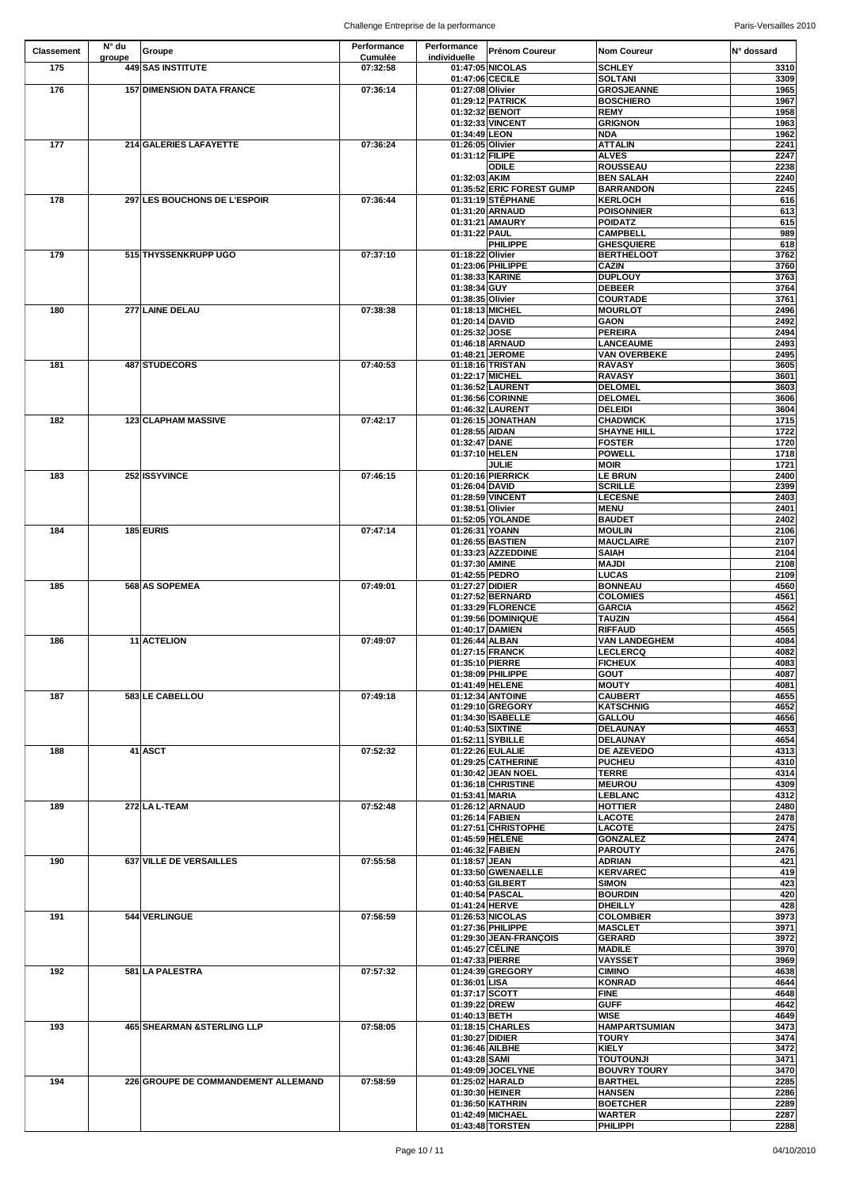| Classement | N° du groupe | Groupe | Performance Cumulée | Performance individuelle | Prénom Coureur | Nom Coureur | N° dossard |
|---|---|---|---|---|---|---|---|
| 175 | 449 | SAS INSTITUTE | 07:32:58 | 01:47:05 | NICOLAS | SCHLEY | 3310 |
| | | | | 01:47:06 | CECILE | SOLTANI | 3309 |
| 176 | 157 | DIMENSION DATA FRANCE | 07:36:14 | 01:27:08 | Olivier | GROSJEANNE | 1965 |
| | | | | 01:29:12 | PATRICK | BOSCHIERO | 1967 |
| | | | | 01:32:32 | BENOIT | REMY | 1958 |
| | | | | 01:32:33 | VINCENT | GRIGNON | 1963 |
| | | | | 01:34:49 | LEON | NDA | 1962 |
| 177 | 214 | GALERIES LAFAYETTE | 07:36:24 | 01:26:05 | Olivier | ATTALIN | 2241 |
| | | | | 01:31:12 | FILIPE | ALVES | 2247 |
| | | | | | ODILE | ROUSSEAU | 2238 |
| | | | | 01:32:03 | AKIM | BEN SALAH | 2240 |
| | | | | 01:35:52 | ERIC FOREST GUMP | BARRANDON | 2245 |
| 178 | 297 | LES BOUCHONS DE L'ESPOIR | 07:36:44 | 01:31:19 | STÉPHANE | KERLOCH | 616 |
| | | | | 01:31:20 | ARNAUD | POISONNIER | 613 |
| | | | | 01:31:21 | AMAURY | POIDATZ | 615 |
| | | | | 01:31:22 | PAUL | CAMPBELL | 989 |
| | | | | | PHILIPPE | GHESQUIERE | 618 |
| 179 | 515 | THYSSENKRUPP UGO | 07:37:10 | 01:18:22 | Olivier | BERTHELOOT | 3762 |
| | | | | 01:23:06 | PHILIPPE | CAZIN | 3760 |
| | | | | 01:38:33 | KARINE | DUPLOUY | 3763 |
| | | | | 01:38:34 | GUY | DEBEER | 3764 |
| | | | | 01:38:35 | Olivier | COURTADE | 3761 |
| 180 | 277 | LAINE DELAU | 07:38:38 | 01:18:13 | MICHEL | MOURLOT | 2496 |
| | | | | 01:20:14 | DAVID | GAON | 2492 |
| | | | | 01:25:32 | JOSE | PEREIRA | 2494 |
| | | | | 01:46:18 | ARNAUD | LANCEAUME | 2493 |
| | | | | 01:48:21 | JEROME | VAN OVERBEKE | 2495 |
| 181 | 487 | STUDECORS | 07:40:53 | 01:18:16 | TRISTAN | RAVASY | 3605 |
| | | | | 01:22:17 | MICHEL | RAVASY | 3601 |
| | | | | 01:36:52 | LAURENT | DELOMEL | 3603 |
| | | | | 01:36:56 | CORINNE | DELOMEL | 3606 |
| | | | | 01:46:32 | LAURENT | DELEIDI | 3604 |
| 182 | 123 | CLAPHAM MASSIVE | 07:42:17 | 01:26:15 | JONATHAN | CHADWICK | 1715 |
| | | | | 01:28:55 | AIDAN | SHAYNE HILL | 1722 |
| | | | | 01:32:47 | DANE | FOSTER | 1720 |
| | | | | 01:37:10 | HELEN | POWELL | 1718 |
| | | | | | JULIE | MOIR | 1721 |
| 183 | 252 | ISSYVINCE | 07:46:15 | 01:20:16 | PIERRICK | LE BRUN | 2400 |
| | | | | 01:26:04 | DAVID | SCRILLE | 2399 |
| | | | | 01:28:59 | VINCENT | LECESNE | 2403 |
| | | | | 01:38:51 | Olivier | MENU | 2401 |
| | | | | 01:52:05 | YOLANDE | BAUDET | 2402 |
| 184 | 185 | EURIS | 07:47:14 | 01:26:31 | YOANN | MOULIN | 2106 |
| | | | | 01:26:55 | BASTIEN | MAUCLAIRE | 2107 |
| | | | | 01:33:23 | AZZEDDINE | SAIAH | 2104 |
| | | | | 01:37:30 | AMINE | MAJDI | 2108 |
| | | | | 01:42:55 | PEDRO | LUCAS | 2109 |
| 185 | 568 | AS SOPEMEA | 07:49:01 | 01:27:27 | DIDIER | BONNEAU | 4560 |
| | | | | 01:27:52 | BERNARD | COLOMIES | 4561 |
| | | | | 01:33:29 | FLORENCE | GARCIA | 4562 |
| | | | | 01:39:56 | DOMINIQUE | TAUZIN | 4564 |
| | | | | 01:40:17 | DAMIEN | RIFFAUD | 4565 |
| 186 | 11 | ACTELION | 07:49:07 | 01:26:44 | ALBAN | VAN LANDEGHEM | 4084 |
| | | | | 01:27:15 | FRANCK | LECLERCQ | 4082 |
| | | | | 01:35:10 | PIERRE | FICHEUX | 4083 |
| | | | | 01:38:09 | PHILIPPE | GOUT | 4087 |
| | | | | 01:41:49 | HELENE | MOUTY | 4081 |
| 187 | 583 | LE CABELLOU | 07:49:18 | 01:12:34 | ANTOINE | CAUBERT | 4655 |
| | | | | 01:29:10 | GREGORY | KATSCHNIG | 4652 |
| | | | | 01:34:30 | ISABELLE | GALLOU | 4656 |
| | | | | 01:40:53 | SIXTINE | DELAUNAY | 4653 |
| | | | | 01:52:11 | SYBILLE | DELAUNAY | 4654 |
| 188 | 41 | ASCT | 07:52:32 | 01:22:26 | EULALIE | DE AZEVEDO | 4313 |
| | | | | 01:29:25 | CATHERINE | PUCHEU | 4310 |
| | | | | 01:30:42 | JEAN NOEL | TERRE | 4314 |
| | | | | 01:36:18 | CHRISTINE | MEUROU | 4309 |
| | | | | 01:53:41 | MARIA | LEBLANC | 4312 |
| 189 | 272 | LA L-TEAM | 07:52:48 | 01:26:12 | ARNAUD | HOTTIER | 2480 |
| | | | | 01:26:14 | FABIEN | LACOTE | 2478 |
| | | | | 01:27:51 | CHRISTOPHE | LACOTE | 2475 |
| | | | | 01:45:59 | HÉLÈNE | GONZALEZ | 2474 |
| | | | | 01:46:32 | FABIEN | PAROUTY | 2476 |
| 190 | 637 | VILLE DE VERSAILLES | 07:55:58 | 01:18:57 | JEAN | ADRIAN | 421 |
| | | | | 01:33:50 | GWENAELLE | KERVAREC | 419 |
| | | | | 01:40:53 | GILBERT | SIMON | 423 |
| | | | | 01:40:54 | PASCAL | BOURDIN | 420 |
| | | | | 01:41:24 | HERVE | DHEILLY | 428 |
| 191 | 544 | VERLINGUE | 07:56:59 | 01:26:53 | NICOLAS | COLOMBIER | 3973 |
| | | | | 01:27:36 | PHILIPPE | MASCLET | 3971 |
| | | | | 01:29:30 | JEAN-FRANÇOIS | GERARD | 3972 |
| | | | | 01:45:27 | CÉLINE | MADILE | 3970 |
| | | | | 01:47:33 | PIERRE | VAYSSET | 3969 |
| 192 | 581 | LA PALESTRA | 07:57:32 | 01:24:39 | GREGORY | CIMINO | 4638 |
| | | | | 01:36:01 | LISA | KONRAD | 4644 |
| | | | | 01:37:17 | SCOTT | FINE | 4648 |
| | | | | 01:39:22 | DREW | GUFF | 4642 |
| | | | | 01:40:13 | BETH | WISE | 4649 |
| 193 | 465 | SHEARMAN &STERLING LLP | 07:58:05 | 01:18:15 | CHARLES | HAMPARTSUMIAN | 3473 |
| | | | | 01:30:27 | DIDIER | TOURY | 3474 |
| | | | | 01:36:46 | AILBHE | KIELY | 3472 |
| | | | | 01:43:28 | SAMI | TOUTOUNJI | 3471 |
| | | | | 01:49:09 | JOCELYNE | BOUVRY TOURY | 3470 |
| 194 | 226 | GROUPE DE COMMANDEMENT ALLEMAND | 07:58:59 | 01:25:02 | HARALD | BARTHEL | 2285 |
| | | | | 01:30:30 | HEINER | HANSEN | 2286 |
| | | | | 01:36:50 | KATHRIN | BOETCHER | 2289 |
| | | | | 01:42:49 | MICHAEL | WARTER | 2287 |
| | | | | 01:43:48 | TORSTEN | PHILIPPI | 2288 |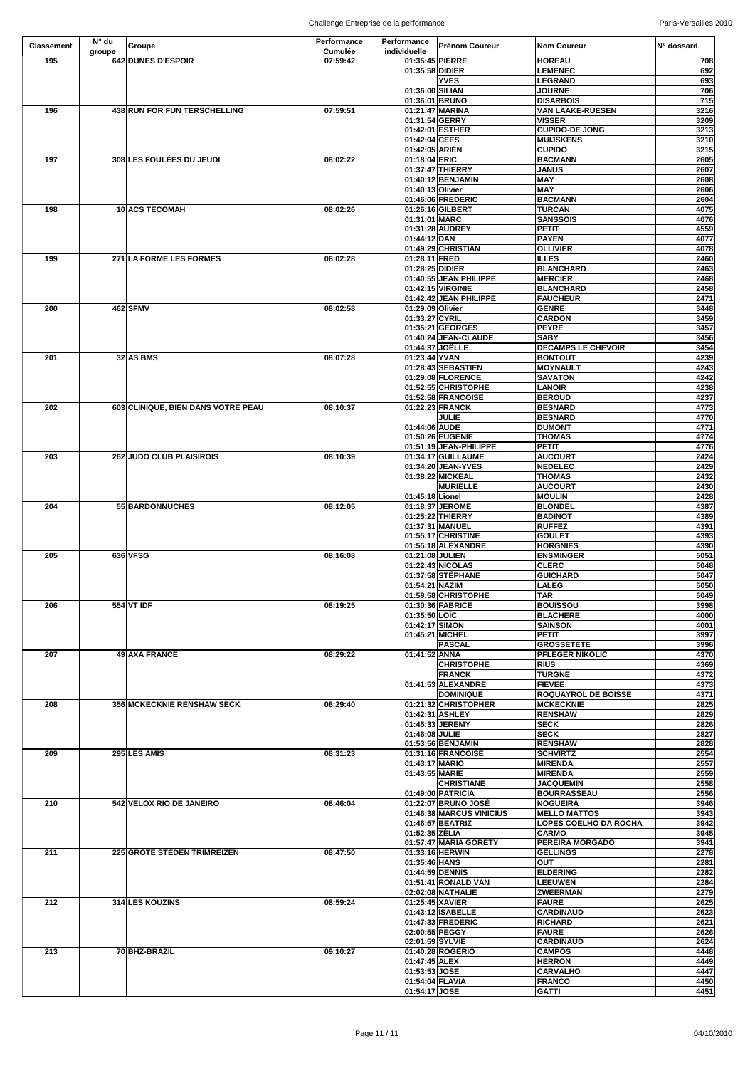| Classement | N° du groupe | Groupe | Performance Cumulée | Performance individuelle | Prénom Coureur | Nom Coureur | N° dossard |
|---|---|---|---|---|---|---|---|
| 195 | 642 | DUNES D'ESPOIR | 07:59:42 | 01:35:45 | PIERRE | HOREAU | 708 |
| | | | | 01:35:58 | DIDIER | LEMENEC | 692 |
| | | | | | YVES | LEGRAND | 693 |
| | | | | 01:36:00 | SILIAN | JOURNE | 706 |
| | | | | 01:36:01 | BRUNO | DISARBOIS | 715 |
| 196 | 438 | RUN FOR FUN TERSCHELLING | 07:59:51 | 01:21:47 | MARINA | VAN LAAKE-RUESEN | 3216 |
| | | | | 01:31:54 | GERRY | VISSER | 3209 |
| | | | | 01:42:01 | ESTHER | CUPIDO-DE JONG | 3213 |
| | | | | 01:42:04 | CEES | MUIJSKENS | 3210 |
| | | | | 01:42:05 | ARIËN | CUPIDO | 3215 |
| 197 | 308 | LES FOULÉES DU JEUDI | 08:02:22 | 01:18:04 | ERIC | BACMANN | 2605 |
| | | | | 01:37:47 | THIERRY | JANUS | 2607 |
| | | | | 01:40:12 | BENJAMIN | MAY | 2608 |
| | | | | 01:40:13 | Olivier | MAY | 2606 |
| | | | | 01:46:06 | FREDERIC | BACMANN | 2604 |
| 198 | 10 | ACS TECOMAH | 08:02:26 | 01:26:16 | GILBERT | TURCAN | 4075 |
| | | | | 01:31:01 | MARC | SANSSOIS | 4076 |
| | | | | 01:31:28 | AUDREY | PETIT | 4559 |
| | | | | 01:44:12 | DAN | PAYEN | 4077 |
| | | | | 01:49:29 | CHRISTIAN | OLLIVIER | 4078 |
| 199 | 271 | LA FORME LES FORMES | 08:02:28 | 01:28:11 | FRED | ILLES | 2460 |
| | | | | 01:28:25 | DIDIER | BLANCHARD | 2463 |
| | | | | 01:40:55 | JEAN PHILIPPE | MERCIER | 2468 |
| | | | | 01:42:15 | VIRGINIE | BLANCHARD | 2458 |
| | | | | 01:42:42 | JEAN PHILIPPE | FAUCHEUR | 2471 |
| 200 | 462 | SFMV | 08:02:58 | 01:29:09 | Olivier | GENRE | 3448 |
| | | | | 01:33:27 | CYRIL | CARDON | 3459 |
| | | | | 01:35:21 | GEORGES | PEYRE | 3457 |
| | | | | 01:40:24 | JEAN-CLAUDE | SABY | 3456 |
| | | | | 01:44:37 | JOËLLE | DECAMPS LE CHEVOIR | 3454 |
| 201 | 32 | AS BMS | 08:07:28 | 01:23:44 | YVAN | BONTOUT | 4239 |
| | | | | 01:28:43 | SEBASTIEN | MOYNAULT | 4243 |
| | | | | 01:29:08 | FLORENCE | SAVATON | 4242 |
| | | | | 01:52:55 | CHRISTOPHE | LANOIR | 4238 |
| | | | | 01:52:58 | FRANCOISE | BEROUD | 4237 |
| 202 | 603 | CLINIQUE, BIEN DANS VOTRE PEAU | 08:10:37 | 01:22:23 | FRANCK | BESNARD | 4773 |
| | | | | | JULIE | BESNARD | 4770 |
| | | | | 01:44:06 | AUDE | DUMONT | 4771 |
| | | | | 01:50:26 | EUGÉNIE | THOMAS | 4774 |
| | | | | 01:51:19 | JEAN-PHILIPPE | PETIT | 4776 |
| 203 | 262 | JUDO CLUB PLAISIROIS | 08:10:39 | 01:34:17 | GUILLAUME | AUCOURT | 2424 |
| | | | | 01:34:20 | JEAN-YVES | NEDELEC | 2429 |
| | | | | 01:38:22 | MICKEAL | THOMAS | 2432 |
| | | | | | MURIELLE | AUCOURT | 2430 |
| | | | | 01:45:18 | Lionel | MOULIN | 2428 |
| 204 | 55 | BARDONNUCHES | 08:12:05 | 01:18:37 | JEROME | BLONDEL | 4387 |
| | | | | 01:25:22 | THIERRY | BADINOT | 4389 |
| | | | | 01:37:31 | MANUEL | RUFFEZ | 4391 |
| | | | | 01:55:17 | CHRISTINE | GOULET | 4393 |
| | | | | 01:55:18 | ALEXANDRE | HORGNIES | 4390 |
| 205 | 636 | VFSG | 08:16:08 | 01:21:08 | JULIEN | ENSMINGER | 5051 |
| | | | | 01:22:43 | NICOLAS | CLERC | 5048 |
| | | | | 01:37:58 | STÉPHANE | GUICHARD | 5047 |
| | | | | 01:54:21 | NAZIM | LALEG | 5050 |
| | | | | 01:59:58 | CHRISTOPHE | TAR | 5049 |
| 206 | 554 | VT IDF | 08:19:25 | 01:30:36 | FABRICE | BOUISSOU | 3998 |
| | | | | 01:35:50 | LOÏC | BLACHERE | 4000 |
| | | | | 01:42:17 | SIMON | SAINSON | 4001 |
| | | | | 01:45:21 | MICHEL | PETIT | 3997 |
| | | | | | PASCAL | GROSSETETE | 3996 |
| 207 | 49 | AXA FRANCE | 08:29:22 | 01:41:52 | ANNA | PFLEGER NIKOLIC | 4370 |
| | | | | | CHRISTOPHE | RIUS | 4369 |
| | | | | | FRANCK | TURGNE | 4372 |
| | | | | 01:41:53 | ALEXANDRE | FIEVEE | 4373 |
| | | | | | DOMINIQUE | ROQUAYROL DE BOISSE | 4371 |
| 208 | 356 | MCKECKNIE RENSHAW SECK | 08:29:40 | 01:21:32 | CHRISTOPHER | MCKECKNIE | 2825 |
| | | | | 01:42:31 | ASHLEY | RENSHAW | 2829 |
| | | | | 01:45:33 | JEREMY | SECK | 2826 |
| | | | | 01:46:08 | JULIE | SECK | 2827 |
| | | | | 01:53:56 | BENJAMIN | RENSHAW | 2828 |
| 209 | 295 | LES AMIS | 08:31:23 | 01:31:16 | FRANCOISE | SCHVIRTZ | 2554 |
| | | | | 01:43:17 | MARIO | MIRENDA | 2557 |
| | | | | 01:43:55 | MARIE | MIRENDA | 2559 |
| | | | | | CHRISTIANE | JACQUEMIN | 2558 |
| | | | | 01:49:00 | PATRICIA | BOURRASSEAU | 2556 |
| 210 | 542 | VELOX RIO DE JANEIRO | 08:46:04 | 01:22:07 | BRUNO JOSÉ | NOGUEIRA | 3946 |
| | | | | 01:46:38 | MARCUS VINICIUS | MELLO MATTOS | 3943 |
| | | | | 01:46:57 | BEATRIZ | LOPES COELHO DA ROCHA | 3942 |
| | | | | 01:52:35 | ZÉLIA | CARMO | 3945 |
| | | | | 01:57:47 | MARIA GORETY | PEREIRA MORGADO | 3941 |
| 211 | 225 | GROTE STEDEN TRIMREIZEN | 08:47:50 | 01:33:16 | HERWIN | GELLINGS | 2278 |
| | | | | 01:35:46 | HANS | OUT | 2281 |
| | | | | 01:44:59 | DENNIS | ELDERING | 2282 |
| | | | | 01:51:41 | RONALD VAN | LEEUWEN | 2284 |
| | | | | 02:02:08 | NATHALIE | ZWEERMAN | 2279 |
| 212 | 314 | LES KOUZINS | 08:59:24 | 01:25:45 | XAVIER | FAURE | 2625 |
| | | | | 01:43:12 | ISABELLE | CARDINAUD | 2623 |
| | | | | 01:47:33 | FREDERIC | RICHARD | 2621 |
| | | | | 02:00:55 | PEGGY | FAURE | 2626 |
| | | | | 02:01:59 | SYLVIE | CARDINAUD | 2624 |
| 213 | 70 | BHZ-BRAZIL | 09:10:27 | 01:40:28 | ROGERIO | CAMPOS | 4448 |
| | | | | 01:47:45 | ALEX | HERRON | 4449 |
| | | | | 01:53:53 | JOSE | CARVALHO | 4447 |
| | | | | 01:54:04 | FLAVIA | FRANCO | 4450 |
| | | | | 01:54:17 | JOSE | GATTI | 4451 |